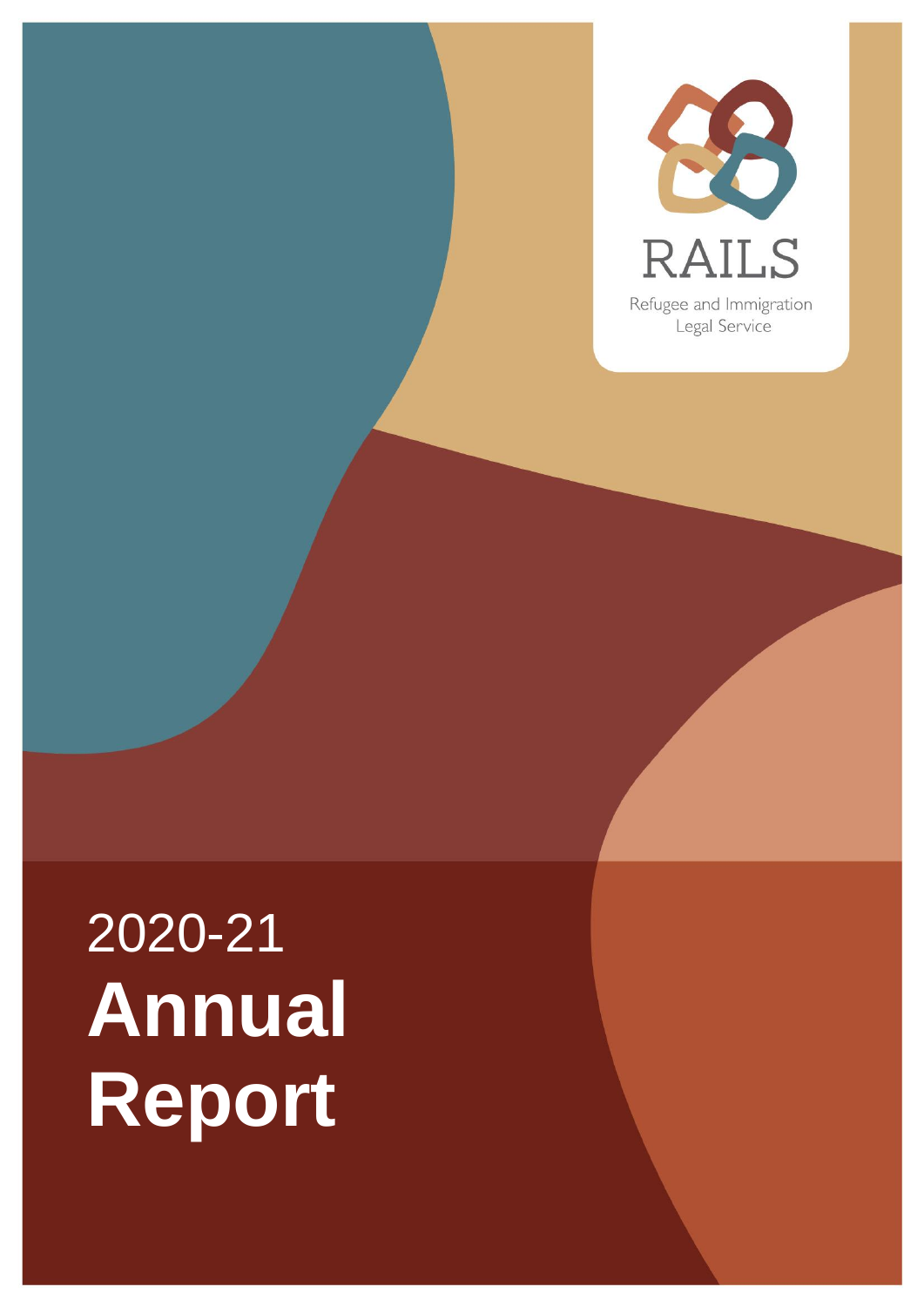RAILS

Refugee and Immigration Legal Service

# 2020-21 **Annual Report**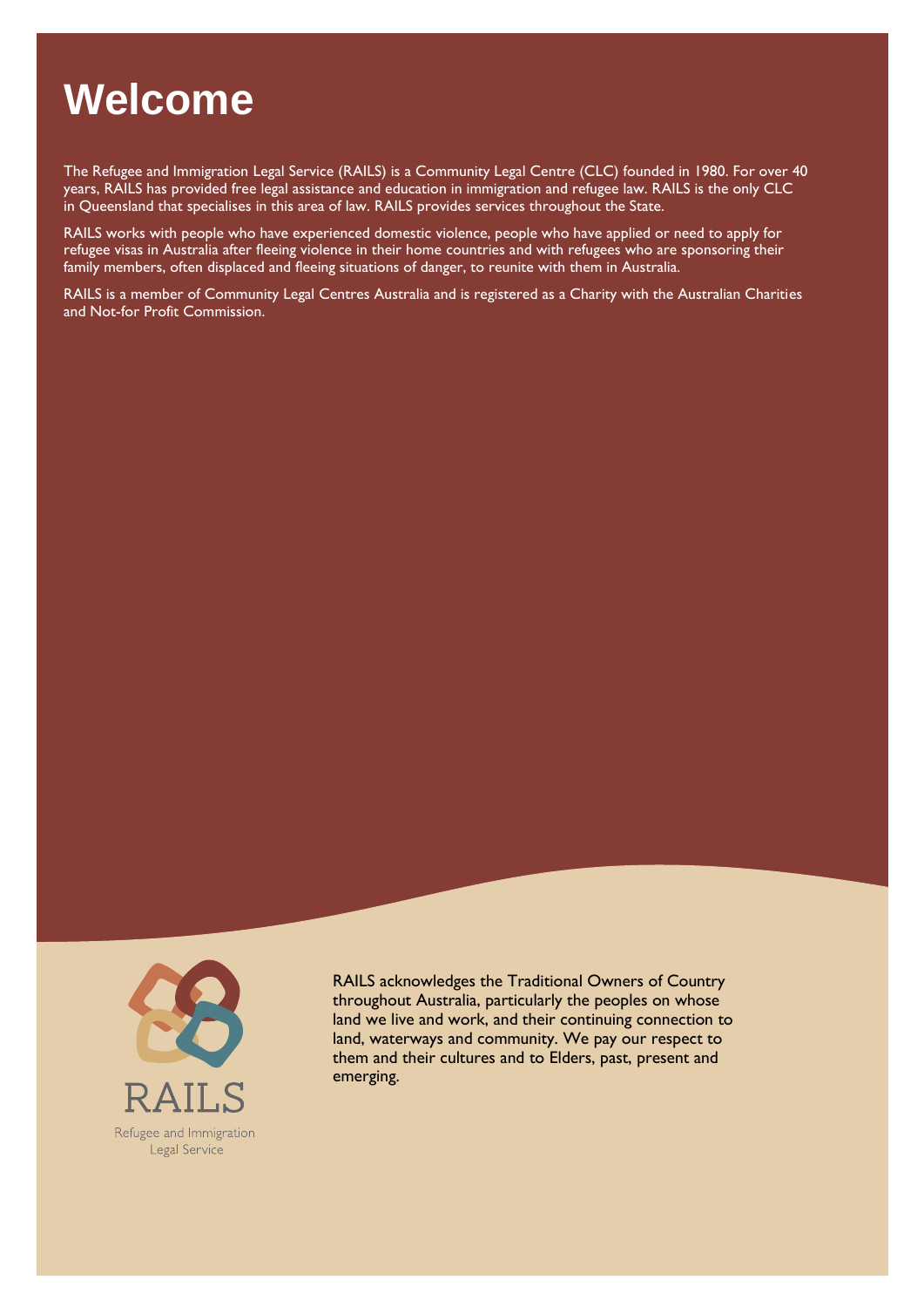# Welcome

The Refugee and Immigration Legal Service (RAILS) is a Community Legal Centre (CLC) founded in 1980. For over 40 years, RAILS has provided free legal assistance and education in immigration and refugee law. RAILS is the only CLC in Queensland that specialises in this area of law. RAILS provides services throughout the State.

RAILS works with people who have experienced domestic violence, people who have applied or need to apply for refugee visas in Australia after fleeing violence in their home countries and with refugees who are sponsoring their family members, often displaced and fleeing situations of danger, to reunite with them in Australia.

RAILS is a member of Community Legal Centres Australia and is registered as a Charity with the Australian Charities and Not-for Profit Commission.

RAILS
Refugee and Immigration Legal Service

RAILS acknowledges the Traditional Owners of Country throughout Australia, particularly the peoples on whose land we live and work, and their continuing connection to land, waterways and community. We pay our respect to them and their cultures and to Elders, past, present and emerging.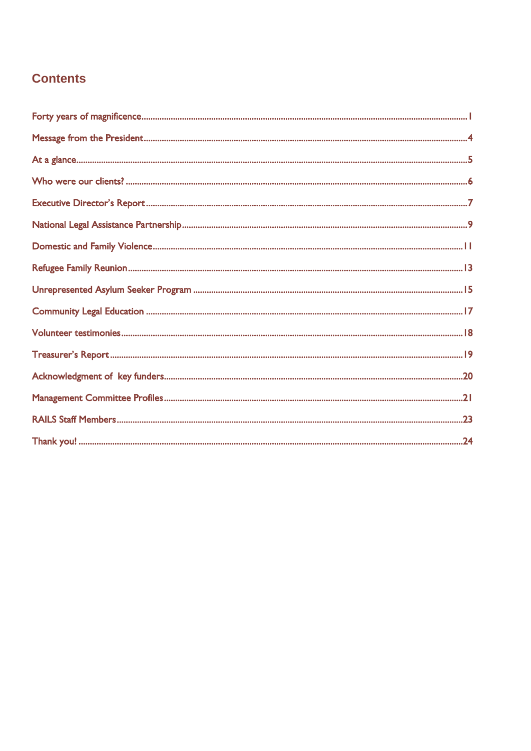# Contents

Forty years of magnificence ........ 1

Message from the President ........ 4

At a glance ........ 5

Who were our clients? ........ 6

Executive Director's Report ........ 7

National Legal Assistance Partnership ........ 9

Domestic and Family Violence ........ 11

Refugee Family Reunion ........ 13

Unrepresented Asylum Seeker Program ........ 15

Community Legal Education ........ 17

Volunteer testimonies ........ 18

Treasurer's Report ........ 19

Acknowledgment of key funders ........ 20

Management Committee Profiles ........ 21

RAILS Staff Members ........ 23

Thank you! ........ 24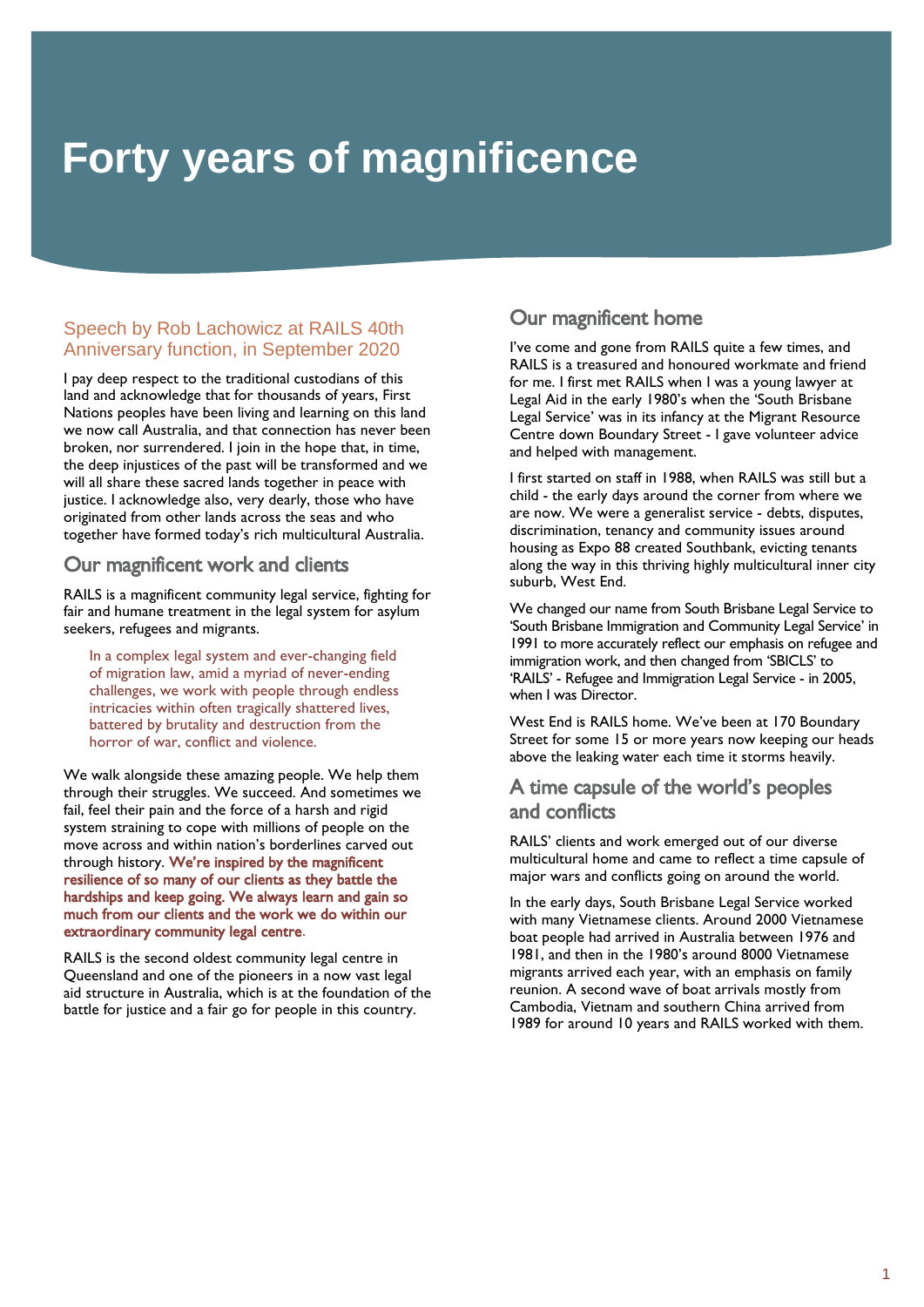# Forty years of magnificence

### Speech by Rob Lachowicz at RAILS 40th Anniversary function, in September 2020

I pay deep respect to the traditional custodians of this land and acknowledge that for thousands of years, First Nations peoples have been living and learning on this land we now call Australia, and that connection has never been broken, nor surrendered. I join in the hope that, in time, the deep injustices of the past will be transformed and we will all share these sacred lands together in peace with justice. I acknowledge also, very dearly, those who have originated from other lands across the seas and who together have formed today's rich multicultural Australia.

## Our magnificent work and clients

RAILS is a magnificent community legal service, fighting for fair and humane treatment in the legal system for asylum seekers, refugees and migrants.

> In a complex legal system and ever-changing field of migration law, amid a myriad of never-ending challenges, we work with people through endless intricacies within often tragically shattered lives, battered by brutality and destruction from the horror of war, conflict and violence.

We walk alongside these amazing people. We help them through their struggles. We succeed. And sometimes we fail, feel their pain and the force of a harsh and rigid system straining to cope with millions of people on the move across and within nation's borderlines carved out through history. **We're inspired by the magnificent resilience of so many of our clients as they battle the hardships and keep going. We always learn and gain so much from our clients and the work we do within our extraordinary community legal centre**.

RAILS is the second oldest community legal centre in Queensland and one of the pioneers in a now vast legal aid structure in Australia, which is at the foundation of the battle for justice and a fair go for people in this country.

## Our magnificent home

I've come and gone from RAILS quite a few times, and RAILS is a treasured and honoured workmate and friend for me. I first met RAILS when I was a young lawyer at Legal Aid in the early 1980's when the 'South Brisbane Legal Service' was in its infancy at the Migrant Resource Centre down Boundary Street - I gave volunteer advice and helped with management.

I first started on staff in 1988, when RAILS was still but a child - the early days around the corner from where we are now. We were a generalist service - debts, disputes, discrimination, tenancy and community issues around housing as Expo 88 created Southbank, evicting tenants along the way in this thriving highly multicultural inner city suburb, West End.

We changed our name from South Brisbane Legal Service to 'South Brisbane Immigration and Community Legal Service' in 1991 to more accurately reflect our emphasis on refugee and immigration work, and then changed from 'SBICLS' to 'RAILS' - Refugee and Immigration Legal Service - in 2005, when I was Director.

West End is RAILS home. We've been at 170 Boundary Street for some 15 or more years now keeping our heads above the leaking water each time it storms heavily.

## A time capsule of the world's peoples and conflicts

RAILS' clients and work emerged out of our diverse multicultural home and came to reflect a time capsule of major wars and conflicts going on around the world.

In the early days, South Brisbane Legal Service worked with many Vietnamese clients. Around 2000 Vietnamese boat people had arrived in Australia between 1976 and 1981, and then in the 1980's around 8000 Vietnamese migrants arrived each year, with an emphasis on family reunion. A second wave of boat arrivals mostly from Cambodia, Vietnam and southern China arrived from 1989 for around 10 years and RAILS worked with them.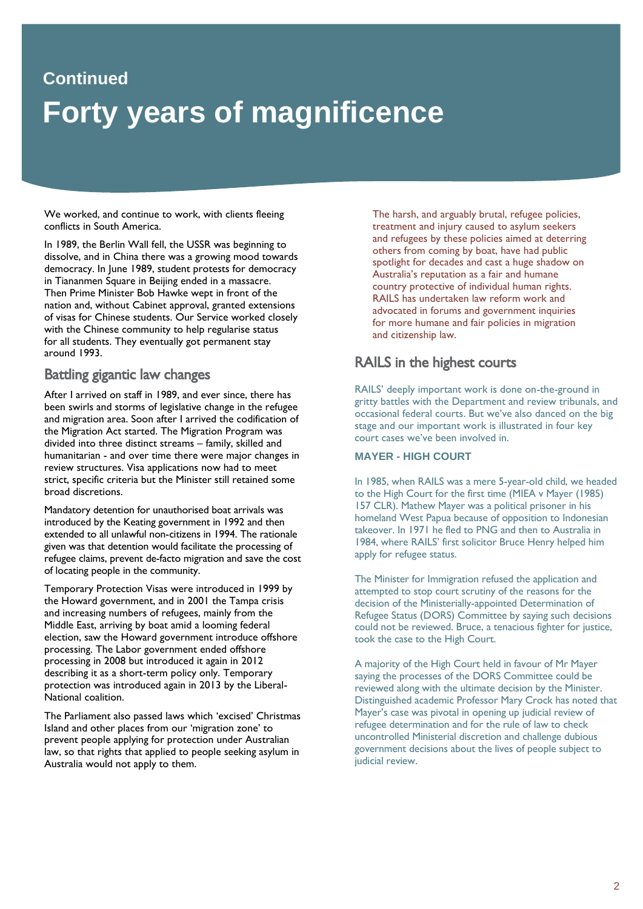Continued

# Forty years of magnificence

We worked, and continue to work, with clients fleeing conflicts in South America.

In 1989, the Berlin Wall fell, the USSR was beginning to dissolve, and in China there was a growing mood towards democracy. In June 1989, student protests for democracy in Tiananmen Square in Beijing ended in a massacre. Then Prime Minister Bob Hawke wept in front of the nation and, without Cabinet approval, granted extensions of visas for Chinese students. Our Service worked closely with the Chinese community to help regularise status for all students. They eventually got permanent stay around 1993.

## Battling gigantic law changes

After I arrived on staff in 1989, and ever since, there has been swirls and storms of legislative change in the refugee and migration area. Soon after I arrived the codification of the Migration Act started. The Migration Program was divided into three distinct streams – family, skilled and humanitarian - and over time there were major changes in review structures. Visa applications now had to meet strict, specific criteria but the Minister still retained some broad discretions.

Mandatory detention for unauthorised boat arrivals was introduced by the Keating government in 1992 and then extended to all unlawful non-citizens in 1994. The rationale given was that detention would facilitate the processing of refugee claims, prevent de-facto migration and save the cost of locating people in the community.

Temporary Protection Visas were introduced in 1999 by the Howard government, and in 2001 the Tampa crisis and increasing numbers of refugees, mainly from the Middle East, arriving by boat amid a looming federal election, saw the Howard government introduce offshore processing. The Labor government ended offshore processing in 2008 but introduced it again in 2012 describing it as a short-term policy only. Temporary protection was introduced again in 2013 by the Liberal-National coalition.

The Parliament also passed laws which 'excised' Christmas Island and other places from our 'migration zone' to prevent people applying for protection under Australian law, so that rights that applied to people seeking asylum in Australia would not apply to them.

The harsh, and arguably brutal, refugee policies, treatment and injury caused to asylum seekers and refugees by these policies aimed at deterring others from coming by boat, have had public spotlight for decades and cast a huge shadow on Australia's reputation as a fair and humane country protective of individual human rights. RAILS has undertaken law reform work and advocated in forums and government inquiries for more humane and fair policies in migration and citizenship law.

## RAILS in the highest courts

RAILS' deeply important work is done on-the-ground in gritty battles with the Department and review tribunals, and occasional federal courts. But we've also danced on the big stage and our important work is illustrated in four key court cases we've been involved in.

### MAYER - HIGH COURT

In 1985, when RAILS was a mere 5-year-old child, we headed to the High Court for the first time (MIEA v Mayer (1985) 157 CLR). Mathew Mayer was a political prisoner in his homeland West Papua because of opposition to Indonesian takeover. In 1971 he fled to PNG and then to Australia in 1984, where RAILS' first solicitor Bruce Henry helped him apply for refugee status.

The Minister for Immigration refused the application and attempted to stop court scrutiny of the reasons for the decision of the Ministerially-appointed Determination of Refugee Status (DORS) Committee by saying such decisions could not be reviewed. Bruce, a tenacious fighter for justice, took the case to the High Court.

A majority of the High Court held in favour of Mr Mayer saying the processes of the DORS Committee could be reviewed along with the ultimate decision by the Minister. Distinguished academic Professor Mary Crock has noted that Mayer's case was pivotal in opening up judicial review of refugee determination and for the rule of law to check uncontrolled Ministerial discretion and challenge dubious government decisions about the lives of people subject to judicial review.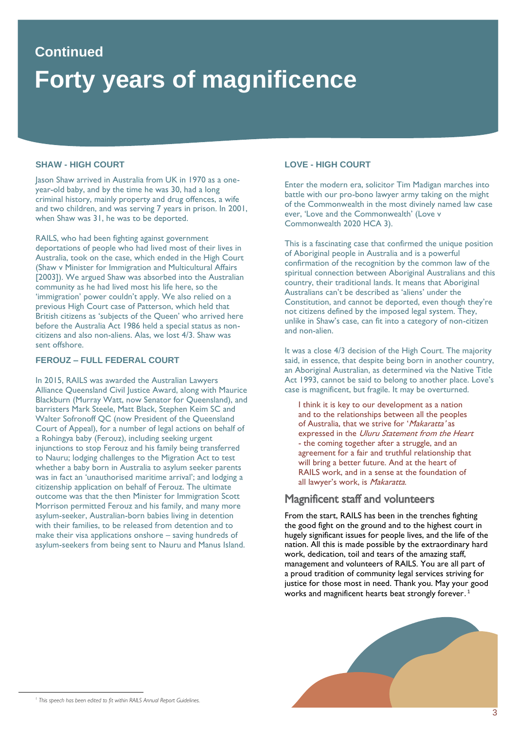Continued

# Forty years of magnificence

### SHAW - HIGH COURT

Jason Shaw arrived in Australia from UK in 1970 as a one-year-old baby, and by the time he was 30, had a long criminal history, mainly property and drug offences, a wife and two children, and was serving 7 years in prison. In 2001, when Shaw was 31, he was to be deported.

RAILS, who had been fighting against government deportations of people who had lived most of their lives in Australia, took on the case, which ended in the High Court (Shaw v Minister for Immigration and Multicultural Affairs [2003]). We argued Shaw was absorbed into the Australian community as he had lived most his life here, so the 'immigration' power couldn't apply. We also relied on a previous High Court case of Patterson, which held that British citizens as 'subjects of the Queen' who arrived here before the Australia Act 1986 held a special status as non-citizens and also non-aliens. Alas, we lost 4/3. Shaw was sent offshore.

### FEROUZ – FULL FEDERAL COURT

In 2015, RAILS was awarded the Australian Lawyers Alliance Queensland Civil Justice Award, along with Maurice Blackburn (Murray Watt, now Senator for Queensland), and barristers Mark Steele, Matt Black, Stephen Keim SC and Walter Sofronoff QC (now President of the Queensland Court of Appeal), for a number of legal actions on behalf of a Rohingya baby (Ferouz), including seeking urgent injunctions to stop Ferouz and his family being transferred to Nauru; lodging challenges to the Migration Act to test whether a baby born in Australia to asylum seeker parents was in fact an 'unauthorised maritime arrival'; and lodging a citizenship application on behalf of Ferouz. The ultimate outcome was that the then Minister for Immigration Scott Morrison permitted Ferouz and his family, and many more asylum-seeker, Australian-born babies living in detention with their families, to be released from detention and to make their visa applications onshore – saving hundreds of asylum-seekers from being sent to Nauru and Manus Island.

### LOVE - HIGH COURT

Enter the modern era, solicitor Tim Madigan marches into battle with our pro-bono lawyer army taking on the might of the Commonwealth in the most divinely named law case ever, 'Love and the Commonwealth' (Love v Commonwealth 2020 HCA 3).

This is a fascinating case that confirmed the unique position of Aboriginal people in Australia and is a powerful confirmation of the recognition by the common law of the spiritual connection between Aboriginal Australians and this country, their traditional lands. It means that Aboriginal Australians can't be described as 'aliens' under the Constitution, and cannot be deported, even though they're not citizens defined by the imposed legal system. They, unlike in Shaw's case, can fit into a category of non-citizen and non-alien.

It was a close 4/3 decision of the High Court. The majority said, in essence, that despite being born in another country, an Aboriginal Australian, as determined via the Native Title Act 1993, cannot be said to belong to another place. Love's case is magnificent, but fragile. It may be overturned.

> I think it is key to our development as a nation and to the relationships between all the peoples of Australia, that we strive for '*Makaratta'* as expressed in the *Uluru Statement from the Heart* - the coming together after a struggle, and an agreement for a fair and truthful relationship that will bring a better future. And at the heart of RAILS work, and in a sense at the foundation of all lawyer's work, is *Makaratta*.

## Magnificent staff and volunteers

From the start, RAILS has been in the trenches fighting the good fight on the ground and to the highest court in hugely significant issues for people lives, and the life of the nation. All this is made possible by the extraordinary hard work, dedication, toil and tears of the amazing staff, management and volunteers of RAILS. You are all part of a proud tradition of community legal services striving for justice for those most in need. Thank you. May your good works and magnificent hearts beat strongly forever.[1]

[1] *This speech has been edited to fit within RAILS Annual Report Guidelines.*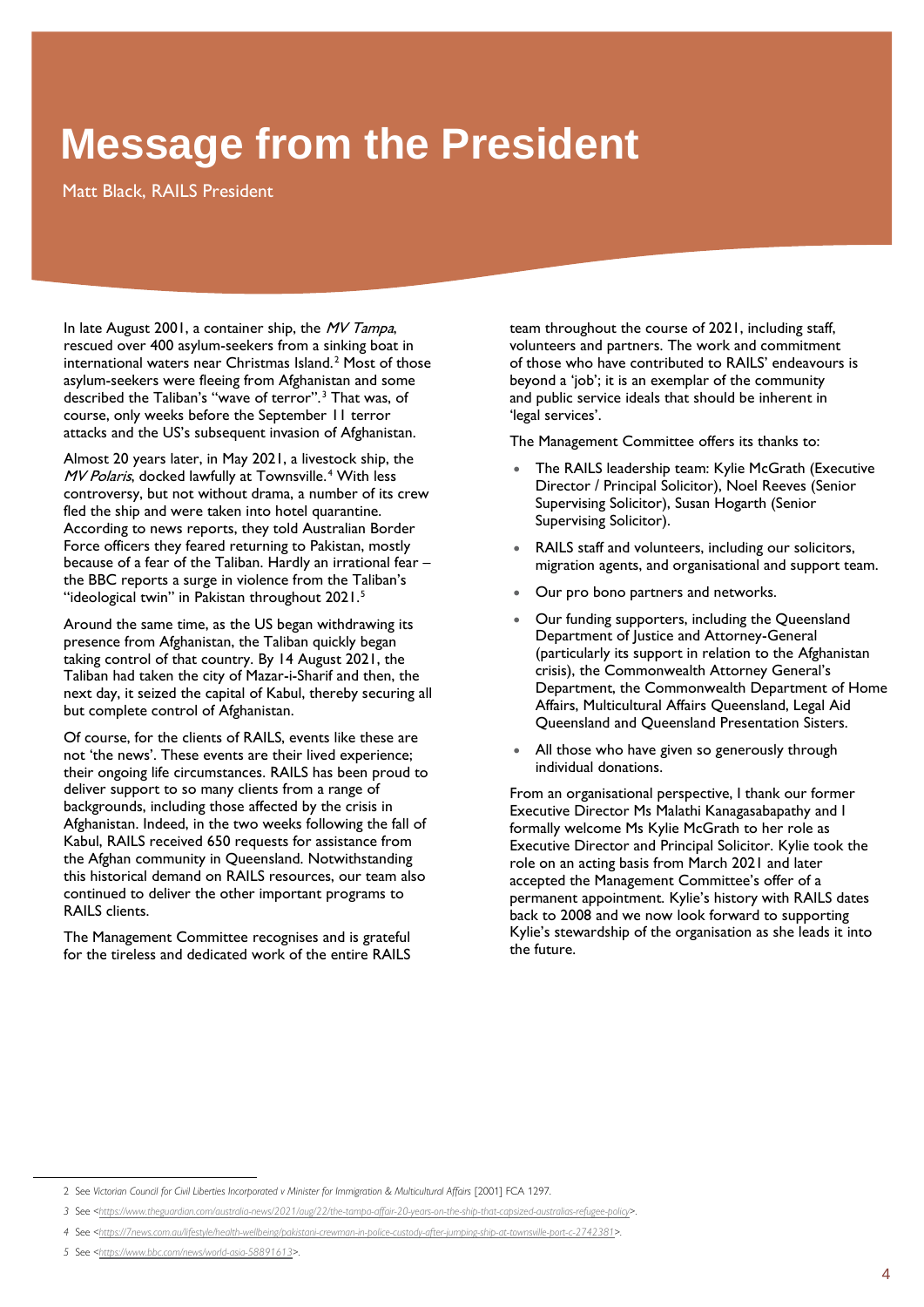# Message from the President

Matt Black, RAILS President

In late August 2001, a container ship, the *MV Tampa*, rescued over 400 asylum-seekers from a sinking boat in international waters near Christmas Island.[2] Most of those asylum-seekers were fleeing from Afghanistan and some described the Taliban's "wave of terror".[3] That was, of course, only weeks before the September 11 terror attacks and the US's subsequent invasion of Afghanistan.

Almost 20 years later, in May 2021, a livestock ship, the *MV Polaris*, docked lawfully at Townsville.[4] With less controversy, but not without drama, a number of its crew fled the ship and were taken into hotel quarantine. According to news reports, they told Australian Border Force officers they feared returning to Pakistan, mostly because of a fear of the Taliban. Hardly an irrational fear – the BBC reports a surge in violence from the Taliban's "ideological twin" in Pakistan throughout 2021.[5]

Around the same time, as the US began withdrawing its presence from Afghanistan, the Taliban quickly began taking control of that country. By 14 August 2021, the Taliban had taken the city of Mazar-i-Sharif and then, the next day, it seized the capital of Kabul, thereby securing all but complete control of Afghanistan.

Of course, for the clients of RAILS, events like these are not 'the news'. These events are their lived experience; their ongoing life circumstances. RAILS has been proud to deliver support to so many clients from a range of backgrounds, including those affected by the crisis in Afghanistan. Indeed, in the two weeks following the fall of Kabul, RAILS received 650 requests for assistance from the Afghan community in Queensland. Notwithstanding this historical demand on RAILS resources, our team also continued to deliver the other important programs to RAILS clients.

The Management Committee recognises and is grateful for the tireless and dedicated work of the entire RAILS team throughout the course of 2021, including staff, volunteers and partners. The work and commitment of those who have contributed to RAILS' endeavours is beyond a 'job'; it is an exemplar of the community and public service ideals that should be inherent in 'legal services'.

The Management Committee offers its thanks to:

- The RAILS leadership team: Kylie McGrath (Executive Director / Principal Solicitor), Noel Reeves (Senior Supervising Solicitor), Susan Hogarth (Senior Supervising Solicitor).
- RAILS staff and volunteers, including our solicitors, migration agents, and organisational and support team.
- Our pro bono partners and networks.
- Our funding supporters, including the Queensland Department of Justice and Attorney-General (particularly its support in relation to the Afghanistan crisis), the Commonwealth Attorney General's Department, the Commonwealth Department of Home Affairs, Multicultural Affairs Queensland, Legal Aid Queensland and Queensland Presentation Sisters.
- All those who have given so generously through individual donations.

From an organisational perspective, I thank our former Executive Director Ms Malathi Kanagasabapathy and I formally welcome Ms Kylie McGrath to her role as Executive Director and Principal Solicitor. Kylie took the role on an acting basis from March 2021 and later accepted the Management Committee's offer of a permanent appointment. Kylie's history with RAILS dates back to 2008 and we now look forward to supporting Kylie's stewardship of the organisation as she leads it into the future.

---

2 See *Victorian Council for Civil Liberties Incorporated v Minister for Immigration & Multicultural Affairs* [2001] FCA 1297.

3 See <https://www.theguardian.com/australia-news/2021/aug/22/the-tampa-affair-20-years-on-the-ship-that-capsized-australias-refugee-policy>.

4 See <https://7news.com.au/lifestyle/health-wellbeing/pakistani-crewman-in-police-custody-after-jumping-ship-at-townsville-port-c-2742381>.

5 See <https://www.bbc.com/news/world-asia-58891613>.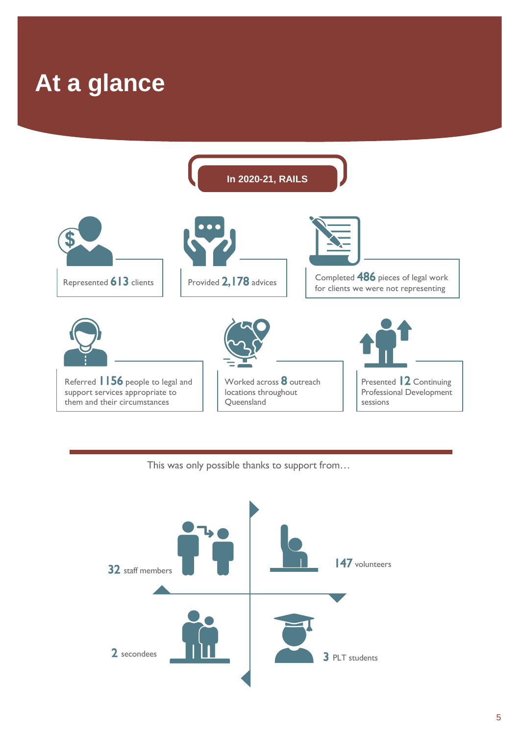# At a glance

**In 2020-21, RAILS**

- Represented **613** clients
- Provided **2,178** advices
- Completed **486** pieces of legal work for clients we were not representing
- Referred **1156** people to legal and support services appropriate to them and their circumstances
- Worked across **8** outreach locations throughout Queensland
- Presented **12** Continuing Professional Development sessions

This was only possible thanks to support from…

- **32** staff members
- **147** volunteers
- **2** secondees
- **3** PLT students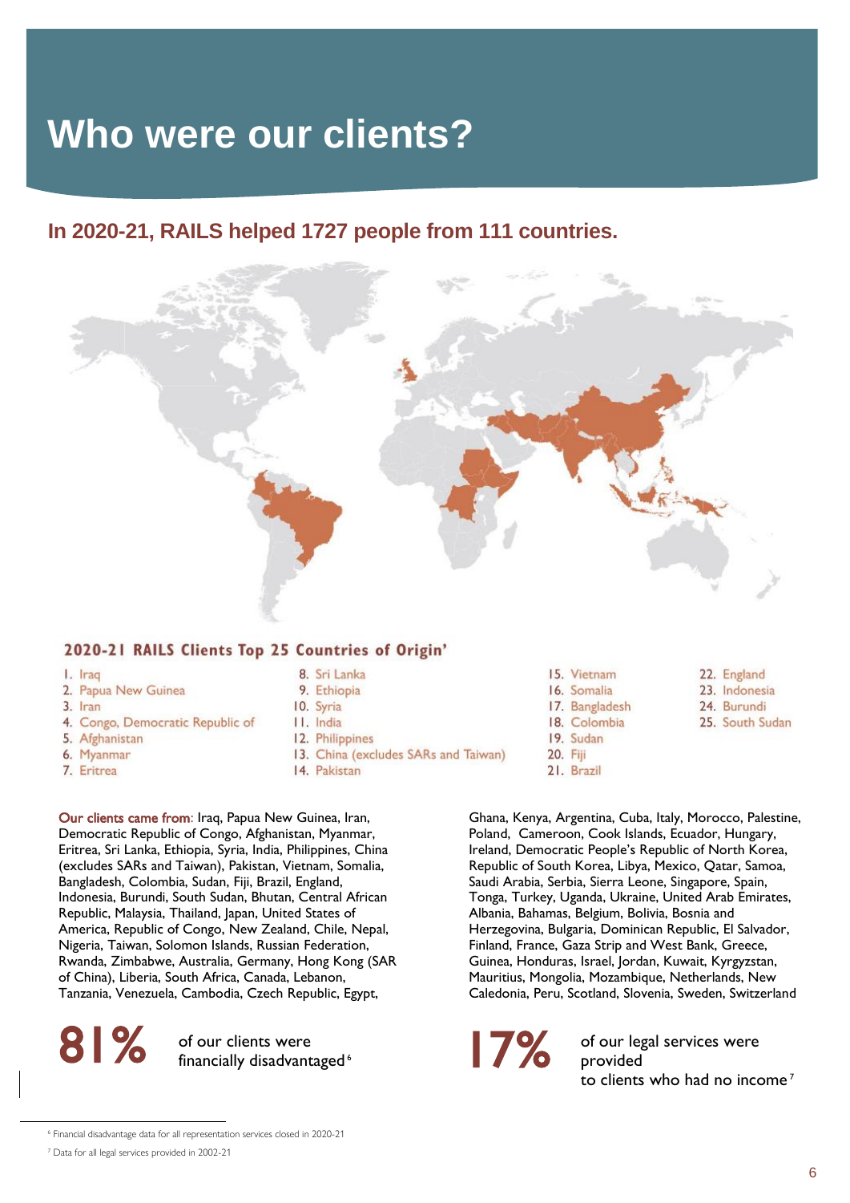# Who were our clients?

## In 2020-21, RAILS helped 1727 people from 111 countries.

### 2020-21 RAILS Clients Top 25 Countries of Origin'

1. Iraq
2. Papua New Guinea
3. Iran
4. Congo, Democratic Republic of
5. Afghanistan
6. Myanmar
7. Eritrea
8. Sri Lanka
9. Ethiopia
10. Syria
11. India
12. Philippines
13. China (excludes SARs and Taiwan)
14. Pakistan
15. Vietnam
16. Somalia
17. Bangladesh
18. Colombia
19. Sudan
20. Fiji
21. Brazil
22. England
23. Indonesia
24. Burundi
25. South Sudan

Our clients came from: Iraq, Papua New Guinea, Iran, Democratic Republic of Congo, Afghanistan, Myanmar, Eritrea, Sri Lanka, Ethiopia, Syria, India, Philippines, China (excludes SARs and Taiwan), Pakistan, Vietnam, Somalia, Bangladesh, Colombia, Sudan, Fiji, Brazil, England, Indonesia, Burundi, South Sudan, Bhutan, Central African Republic, Malaysia, Thailand, Japan, United States of America, Republic of Congo, New Zealand, Chile, Nepal, Nigeria, Taiwan, Solomon Islands, Russian Federation, Rwanda, Zimbabwe, Australia, Germany, Hong Kong (SAR of China), Liberia, South Africa, Canada, Lebanon, Tanzania, Venezuela, Cambodia, Czech Republic, Egypt, Ghana, Kenya, Argentina, Cuba, Italy, Morocco, Palestine, Poland, Cameroon, Cook Islands, Ecuador, Hungary, Ireland, Democratic People's Republic of North Korea, Republic of South Korea, Libya, Mexico, Qatar, Samoa, Saudi Arabia, Serbia, Sierra Leone, Singapore, Spain, Tonga, Turkey, Uganda, Ukraine, United Arab Emirates, Albania, Bahamas, Belgium, Bolivia, Bosnia and Herzegovina, Bulgaria, Dominican Republic, El Salvador, Finland, France, Gaza Strip and West Bank, Greece, Guinea, Honduras, Israel, Jordan, Kuwait, Kyrgyzstan, Mauritius, Mongolia, Mozambique, Netherlands, New Caledonia, Peru, Scotland, Slovenia, Sweden, Switzerland

**81%** of our clients were financially disadvantaged[6]

**17%** of our legal services were provided to clients who had no income[7]

[6] Financial disadvantage data for all representation services closed in 2020-21

[7] Data for all legal services provided in 2002-21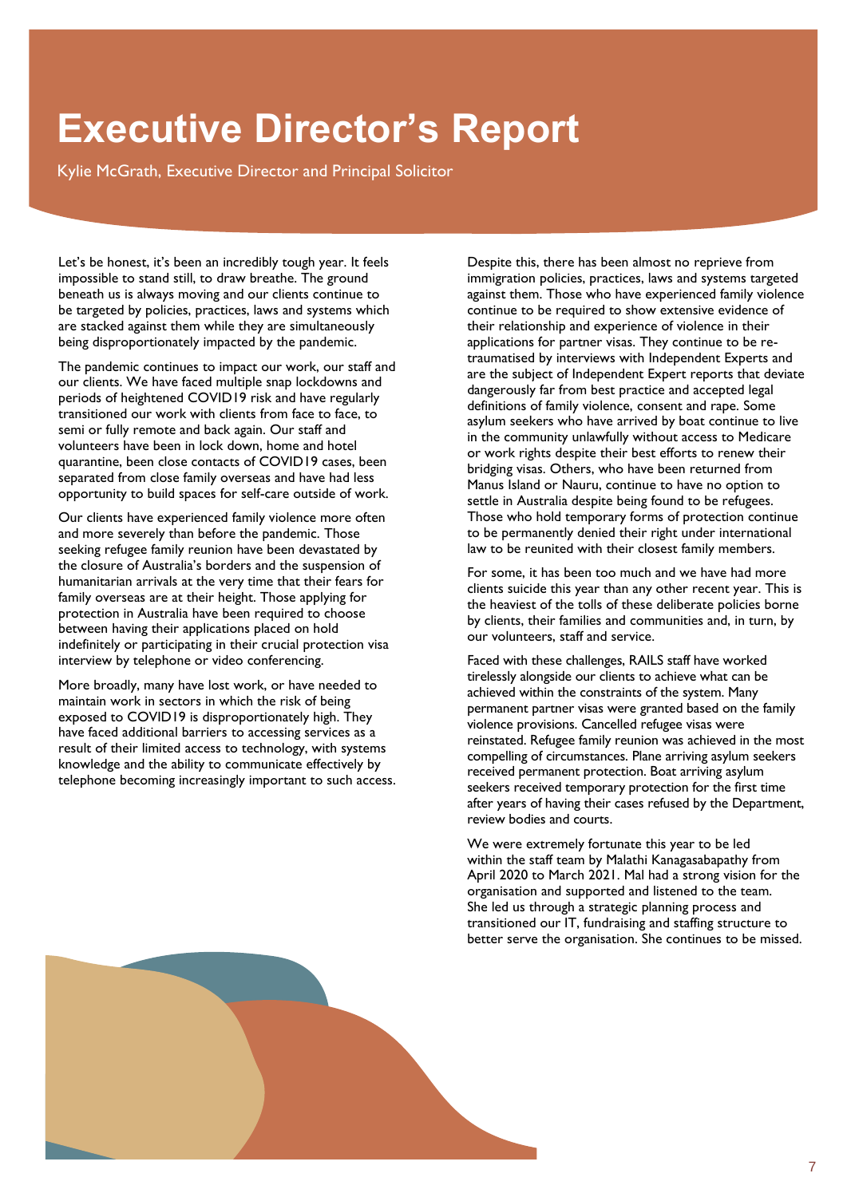# Executive Director's Report

Kylie McGrath, Executive Director and Principal Solicitor

Let's be honest, it's been an incredibly tough year. It feels impossible to stand still, to draw breathe. The ground beneath us is always moving and our clients continue to be targeted by policies, practices, laws and systems which are stacked against them while they are simultaneously being disproportionately impacted by the pandemic.

The pandemic continues to impact our work, our staff and our clients. We have faced multiple snap lockdowns and periods of heightened COVID19 risk and have regularly transitioned our work with clients from face to face, to semi or fully remote and back again. Our staff and volunteers have been in lock down, home and hotel quarantine, been close contacts of COVID19 cases, been separated from close family overseas and have had less opportunity to build spaces for self-care outside of work.

Our clients have experienced family violence more often and more severely than before the pandemic. Those seeking refugee family reunion have been devastated by the closure of Australia's borders and the suspension of humanitarian arrivals at the very time that their fears for family overseas are at their height. Those applying for protection in Australia have been required to choose between having their applications placed on hold indefinitely or participating in their crucial protection visa interview by telephone or video conferencing.

More broadly, many have lost work, or have needed to maintain work in sectors in which the risk of being exposed to COVID19 is disproportionately high. They have faced additional barriers to accessing services as a result of their limited access to technology, with systems knowledge and the ability to communicate effectively by telephone becoming increasingly important to such access.

Despite this, there has been almost no reprieve from immigration policies, practices, laws and systems targeted against them. Those who have experienced family violence continue to be required to show extensive evidence of their relationship and experience of violence in their applications for partner visas. They continue to be re-traumatised by interviews with Independent Experts and are the subject of Independent Expert reports that deviate dangerously far from best practice and accepted legal definitions of family violence, consent and rape. Some asylum seekers who have arrived by boat continue to live in the community unlawfully without access to Medicare or work rights despite their best efforts to renew their bridging visas. Others, who have been returned from Manus Island or Nauru, continue to have no option to settle in Australia despite being found to be refugees. Those who hold temporary forms of protection continue to be permanently denied their right under international law to be reunited with their closest family members.

For some, it has been too much and we have had more clients suicide this year than any other recent year. This is the heaviest of the tolls of these deliberate policies borne by clients, their families and communities and, in turn, by our volunteers, staff and service.

Faced with these challenges, RAILS staff have worked tirelessly alongside our clients to achieve what can be achieved within the constraints of the system. Many permanent partner visas were granted based on the family violence provisions. Cancelled refugee visas were reinstated. Refugee family reunion was achieved in the most compelling of circumstances. Plane arriving asylum seekers received permanent protection. Boat arriving asylum seekers received temporary protection for the first time after years of having their cases refused by the Department, review bodies and courts.

We were extremely fortunate this year to be led within the staff team by Malathi Kanagasabapathy from April 2020 to March 2021. Mal had a strong vision for the organisation and supported and listened to the team. She led us through a strategic planning process and transitioned our IT, fundraising and staffing structure to better serve the organisation. She continues to be missed.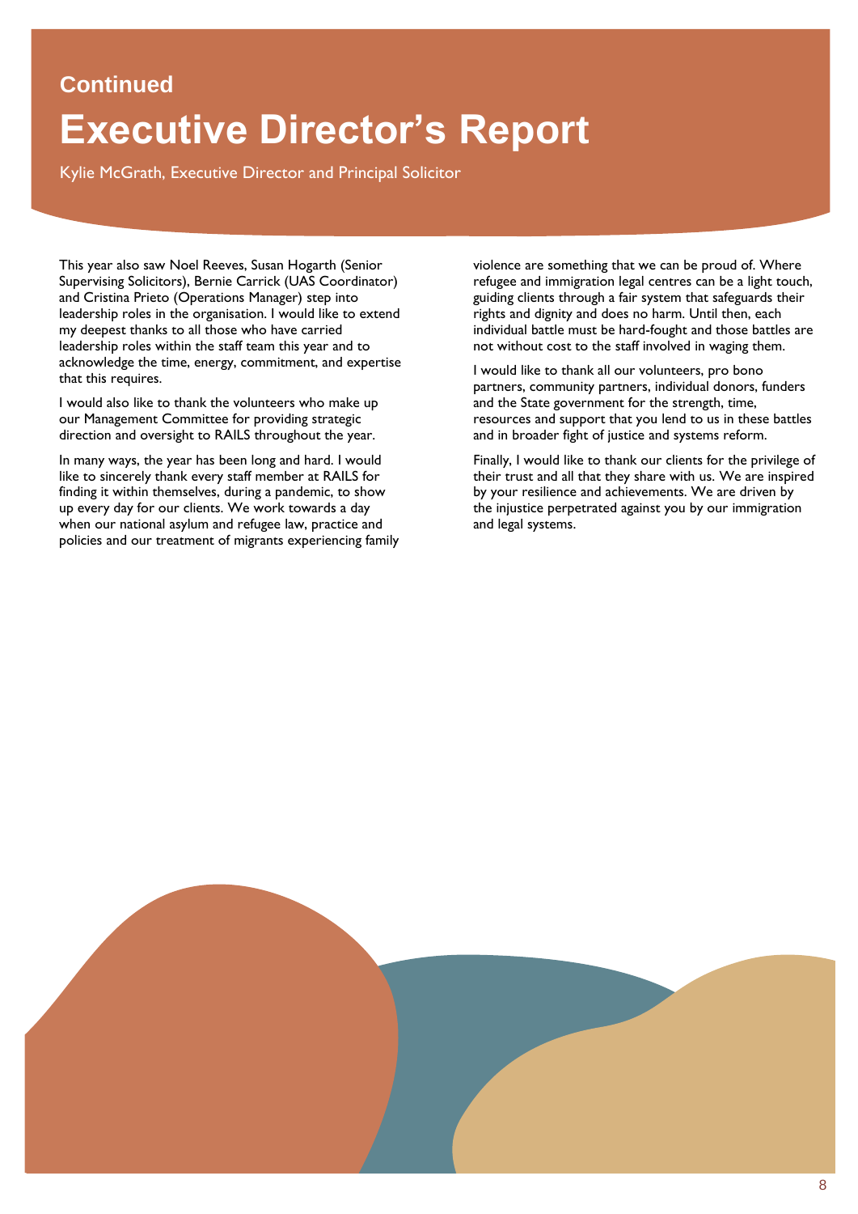Continued

# Executive Director's Report

Kylie McGrath, Executive Director and Principal Solicitor

This year also saw Noel Reeves, Susan Hogarth (Senior Supervising Solicitors), Bernie Carrick (UAS Coordinator) and Cristina Prieto (Operations Manager) step into leadership roles in the organisation. I would like to extend my deepest thanks to all those who have carried leadership roles within the staff team this year and to acknowledge the time, energy, commitment, and expertise that this requires.

I would also like to thank the volunteers who make up our Management Committee for providing strategic direction and oversight to RAILS throughout the year.

In many ways, the year has been long and hard. I would like to sincerely thank every staff member at RAILS for finding it within themselves, during a pandemic, to show up every day for our clients. We work towards a day when our national asylum and refugee law, practice and policies and our treatment of migrants experiencing family violence are something that we can be proud of. Where refugee and immigration legal centres can be a light touch, guiding clients through a fair system that safeguards their rights and dignity and does no harm. Until then, each individual battle must be hard-fought and those battles are not without cost to the staff involved in waging them.

I would like to thank all our volunteers, pro bono partners, community partners, individual donors, funders and the State government for the strength, time, resources and support that you lend to us in these battles and in broader fight of justice and systems reform.

Finally, I would like to thank our clients for the privilege of their trust and all that they share with us. We are inspired by your resilience and achievements. We are driven by the injustice perpetrated against you by our immigration and legal systems.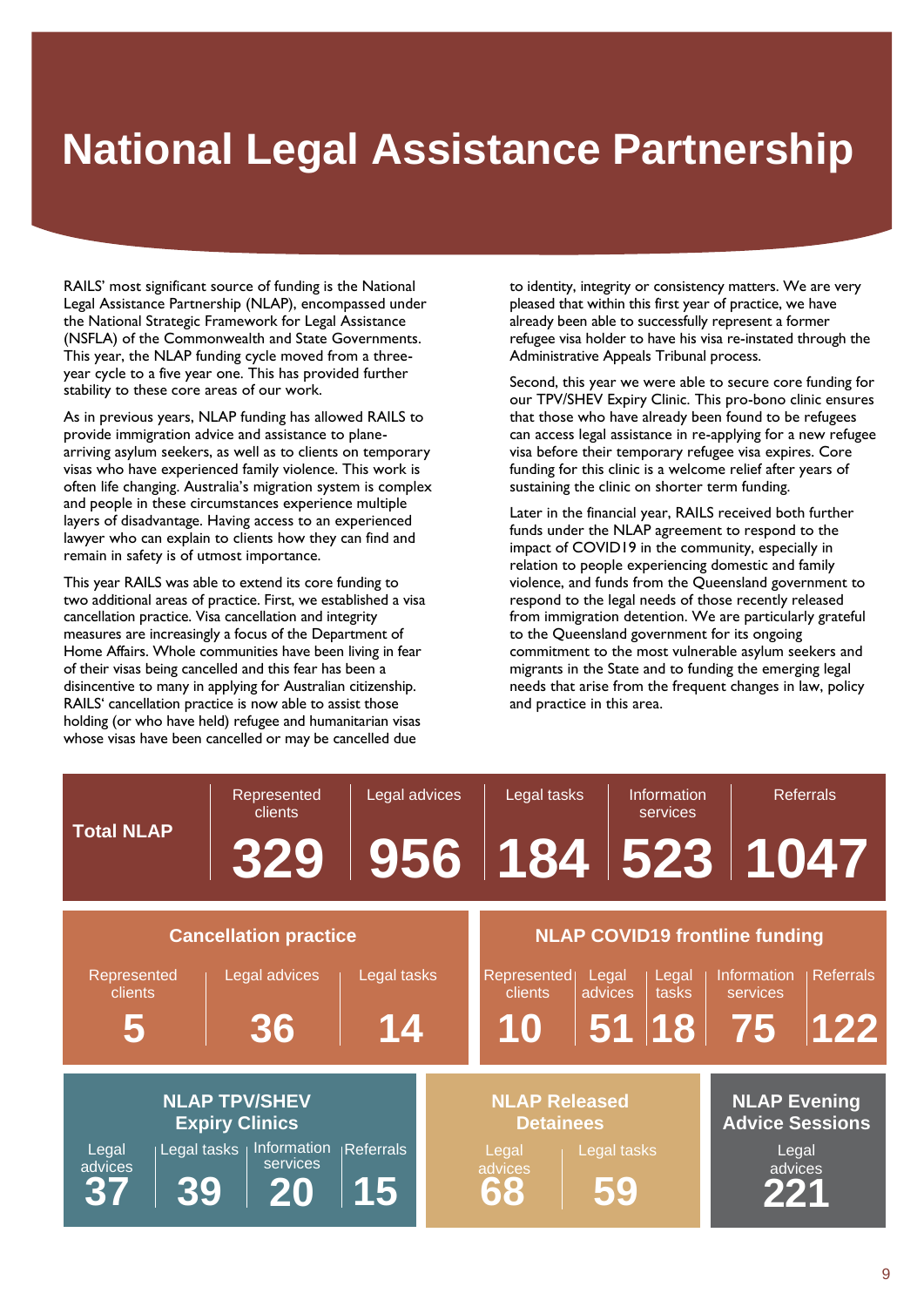# National Legal Assistance Partnership

RAILS' most significant source of funding is the National Legal Assistance Partnership (NLAP), encompassed under the National Strategic Framework for Legal Assistance (NSFLA) of the Commonwealth and State Governments. This year, the NLAP funding cycle moved from a three-year cycle to a five year one. This has provided further stability to these core areas of our work.

As in previous years, NLAP funding has allowed RAILS to provide immigration advice and assistance to plane-arriving asylum seekers, as well as to clients on temporary visas who have experienced family violence. This work is often life changing. Australia's migration system is complex and people in these circumstances experience multiple layers of disadvantage. Having access to an experienced lawyer who can explain to clients how they can find and remain in safety is of utmost importance.

This year RAILS was able to extend its core funding to two additional areas of practice. First, we established a visa cancellation practice. Visa cancellation and integrity measures are increasingly a focus of the Department of Home Affairs. Whole communities have been living in fear of their visas being cancelled and this fear has been a disincentive to many in applying for Australian citizenship. RAILS' cancellation practice is now able to assist those holding (or who have held) refugee and humanitarian visas whose visas have been cancelled or may be cancelled due to identity, integrity or consistency matters. We are very pleased that within this first year of practice, we have already been able to successfully represent a former refugee visa holder to have his visa re-instated through the Administrative Appeals Tribunal process.

Second, this year we were able to secure core funding for our TPV/SHEV Expiry Clinic. This pro-bono clinic ensures that those who have already been found to be refugees can access legal assistance in re-applying for a new refugee visa before their temporary refugee visa expires. Core funding for this clinic is a welcome relief after years of sustaining the clinic on shorter term funding.

Later in the financial year, RAILS received both further funds under the NLAP agreement to respond to the impact of COVID19 in the community, especially in relation to people experiencing domestic and family violence, and funds from the Queensland government to respond to the legal needs of those recently released from immigration detention. We are particularly grateful to the Queensland government for its ongoing commitment to the most vulnerable asylum seekers and migrants in the State and to funding the emerging legal needs that arise from the frequent changes in law, policy and practice in this area.

**Total NLAP**

| Represented clients | Legal advices | Legal tasks | Information services | Referrals |
|---|---|---|---|---|
| 329 | 956 | 184 | 523 | 1047 |

**Cancellation practice**

| Represented clients | Legal advices | Legal tasks |
|---|---|---|
| 5 | 36 | 14 |

**NLAP COVID19 frontline funding**

| Represented clients | Legal advices | Legal tasks | Information services | Referrals |
|---|---|---|---|---|
| 10 | 51 | 18 | 75 | 122 |

**NLAP TPV/SHEV Expiry Clinics**

| Legal advices | Legal tasks | Information services | Referrals |
|---|---|---|---|
| 37 | 39 | 20 | 15 |

**NLAP Released Detainees**

| Legal advices | Legal tasks |
|---|---|
| 68 | 59 |

**NLAP Evening Advice Sessions**

| Legal advices |
|---|
| 221 |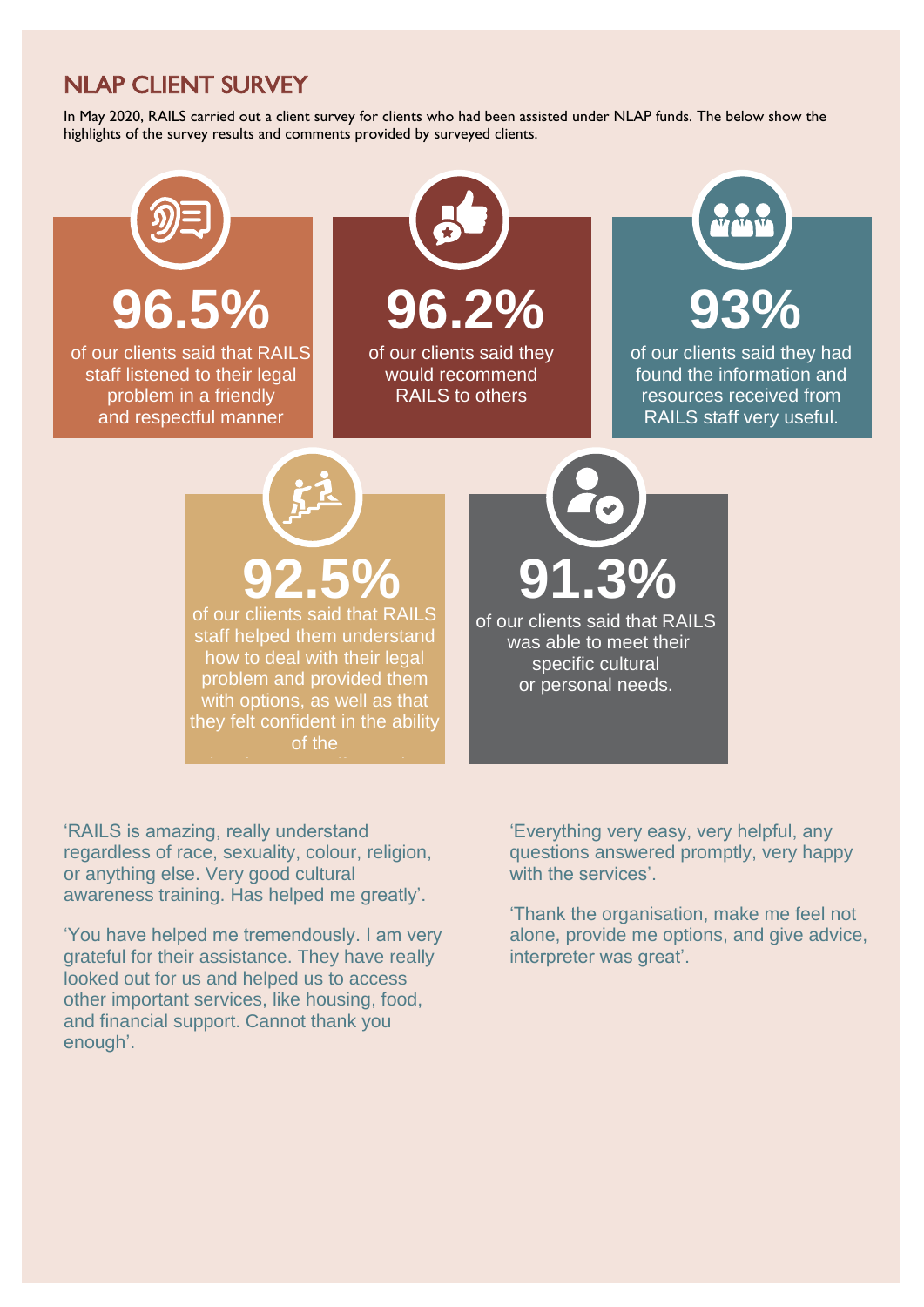## NLAP CLIENT SURVEY

In May 2020, RAILS carried out a client survey for clients who had been assisted under NLAP funds. The below show the highlights of the survey results and comments provided by surveyed clients.

**96.5%**

of our clients said that RAILS staff listened to their legal problem in a friendly and respectful manner

**96.2%**

of our clients said they would recommend RAILS to others

**93%**

of our clients said they had found the information and resources received from RAILS staff very useful.

**92.5%**

of our cliients said that RAILS staff helped them understand how to deal with their legal problem and provided them with options, as well as that they felt confident in the ability of the

**91.3%**

of our clients said that RAILS was able to meet their specific cultural or personal needs.

'RAILS is amazing, really understand regardless of race, sexuality, colour, religion, or anything else. Very good cultural awareness training. Has helped me greatly'.

'You have helped me tremendously. I am very grateful for their assistance. They have really looked out for us and helped us to access other important services, like housing, food, and financial support. Cannot thank you enough'.

'Everything very easy, very helpful, any questions answered promptly, very happy with the services'.

'Thank the organisation, make me feel not alone, provide me options, and give advice, interpreter was great'.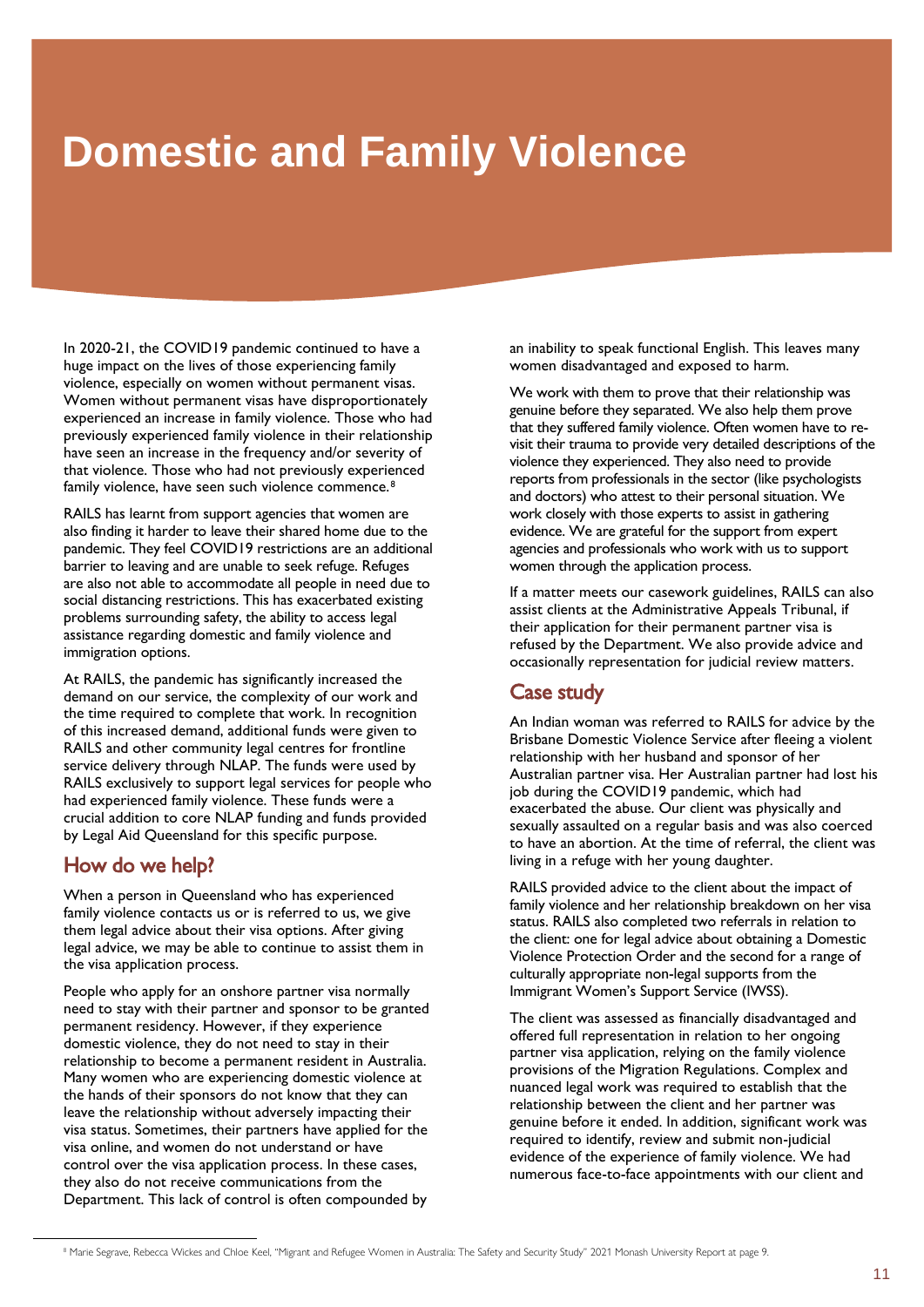# Domestic and Family Violence

In 2020-21, the COVID19 pandemic continued to have a huge impact on the lives of those experiencing family violence, especially on women without permanent visas. Women without permanent visas have disproportionately experienced an increase in family violence. Those who had previously experienced family violence in their relationship have seen an increase in the frequency and/or severity of that violence. Those who had not previously experienced family violence, have seen such violence commence.[8]

RAILS has learnt from support agencies that women are also finding it harder to leave their shared home due to the pandemic. They feel COVID19 restrictions are an additional barrier to leaving and are unable to seek refuge. Refuges are also not able to accommodate all people in need due to social distancing restrictions. This has exacerbated existing problems surrounding safety, the ability to access legal assistance regarding domestic and family violence and immigration options.

At RAILS, the pandemic has significantly increased the demand on our service, the complexity of our work and the time required to complete that work. In recognition of this increased demand, additional funds were given to RAILS and other community legal centres for frontline service delivery through NLAP. The funds were used by RAILS exclusively to support legal services for people who had experienced family violence. These funds were a crucial addition to core NLAP funding and funds provided by Legal Aid Queensland for this specific purpose.

## How do we help?

When a person in Queensland who has experienced family violence contacts us or is referred to us, we give them legal advice about their visa options. After giving legal advice, we may be able to continue to assist them in the visa application process.

People who apply for an onshore partner visa normally need to stay with their partner and sponsor to be granted permanent residency. However, if they experience domestic violence, they do not need to stay in their relationship to become a permanent resident in Australia. Many women who are experiencing domestic violence at the hands of their sponsors do not know that they can leave the relationship without adversely impacting their visa status. Sometimes, their partners have applied for the visa online, and women do not understand or have control over the visa application process. In these cases, they also do not receive communications from the Department. This lack of control is often compounded by an inability to speak functional English. This leaves many women disadvantaged and exposed to harm.

We work with them to prove that their relationship was genuine before they separated. We also help them prove that they suffered family violence. Often women have to re-visit their trauma to provide very detailed descriptions of the violence they experienced. They also need to provide reports from professionals in the sector (like psychologists and doctors) who attest to their personal situation. We work closely with those experts to assist in gathering evidence. We are grateful for the support from expert agencies and professionals who work with us to support women through the application process.

If a matter meets our casework guidelines, RAILS can also assist clients at the Administrative Appeals Tribunal, if their application for their permanent partner visa is refused by the Department. We also provide advice and occasionally representation for judicial review matters.

## Case study

An Indian woman was referred to RAILS for advice by the Brisbane Domestic Violence Service after fleeing a violent relationship with her husband and sponsor of her Australian partner visa. Her Australian partner had lost his job during the COVID19 pandemic, which had exacerbated the abuse. Our client was physically and sexually assaulted on a regular basis and was also coerced to have an abortion. At the time of referral, the client was living in a refuge with her young daughter.

RAILS provided advice to the client about the impact of family violence and her relationship breakdown on her visa status. RAILS also completed two referrals in relation to the client: one for legal advice about obtaining a Domestic Violence Protection Order and the second for a range of culturally appropriate non-legal supports from the Immigrant Women's Support Service (IWSS).

The client was assessed as financially disadvantaged and offered full representation in relation to her ongoing partner visa application, relying on the family violence provisions of the Migration Regulations. Complex and nuanced legal work was required to establish that the relationship between the client and her partner was genuine before it ended. In addition, significant work was required to identify, review and submit non-judicial evidence of the experience of family violence. We had numerous face-to-face appointments with our client and

[8] Marie Segrave, Rebecca Wickes and Chloe Keel, "Migrant and Refugee Women in Australia: The Safety and Security Study" 2021 Monash University Report at page 9.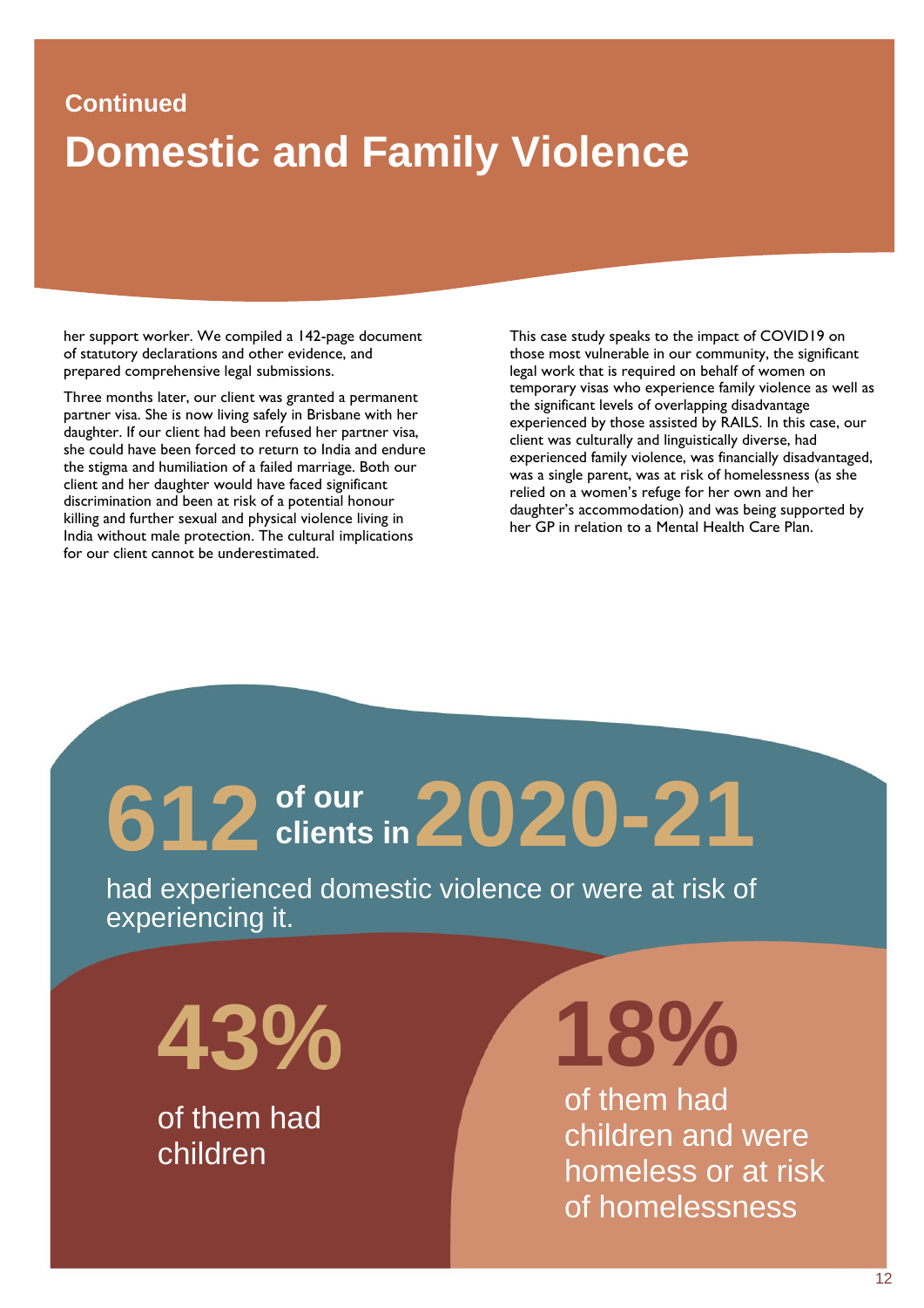Continued

# Domestic and Family Violence

her support worker. We compiled a 142-page document of statutory declarations and other evidence, and prepared comprehensive legal submissions.

Three months later, our client was granted a permanent partner visa. She is now living safely in Brisbane with her daughter. If our client had been refused her partner visa, she could have been forced to return to India and endure the stigma and humiliation of a failed marriage. Both our client and her daughter would have faced significant discrimination and been at risk of a potential honour killing and further sexual and physical violence living in India without male protection. The cultural implications for our client cannot be underestimated.

This case study speaks to the impact of COVID19 on those most vulnerable in our community, the significant legal work that is required on behalf of women on temporary visas who experience family violence as well as the significant levels of overlapping disadvantage experienced by those assisted by RAILS. In this case, our client was culturally and linguistically diverse, had experienced family violence, was financially disadvantaged, was a single parent, was at risk of homelessness (as she relied on a women's refuge for her own and her daughter's accommodation) and was being supported by her GP in relation to a Mental Health Care Plan.

**612** of our clients in **2020-21**

had experienced domestic violence or were at risk of experiencing it.

**43%**

of them had children

**18%**

of them had children and were homeless or at risk of homelessness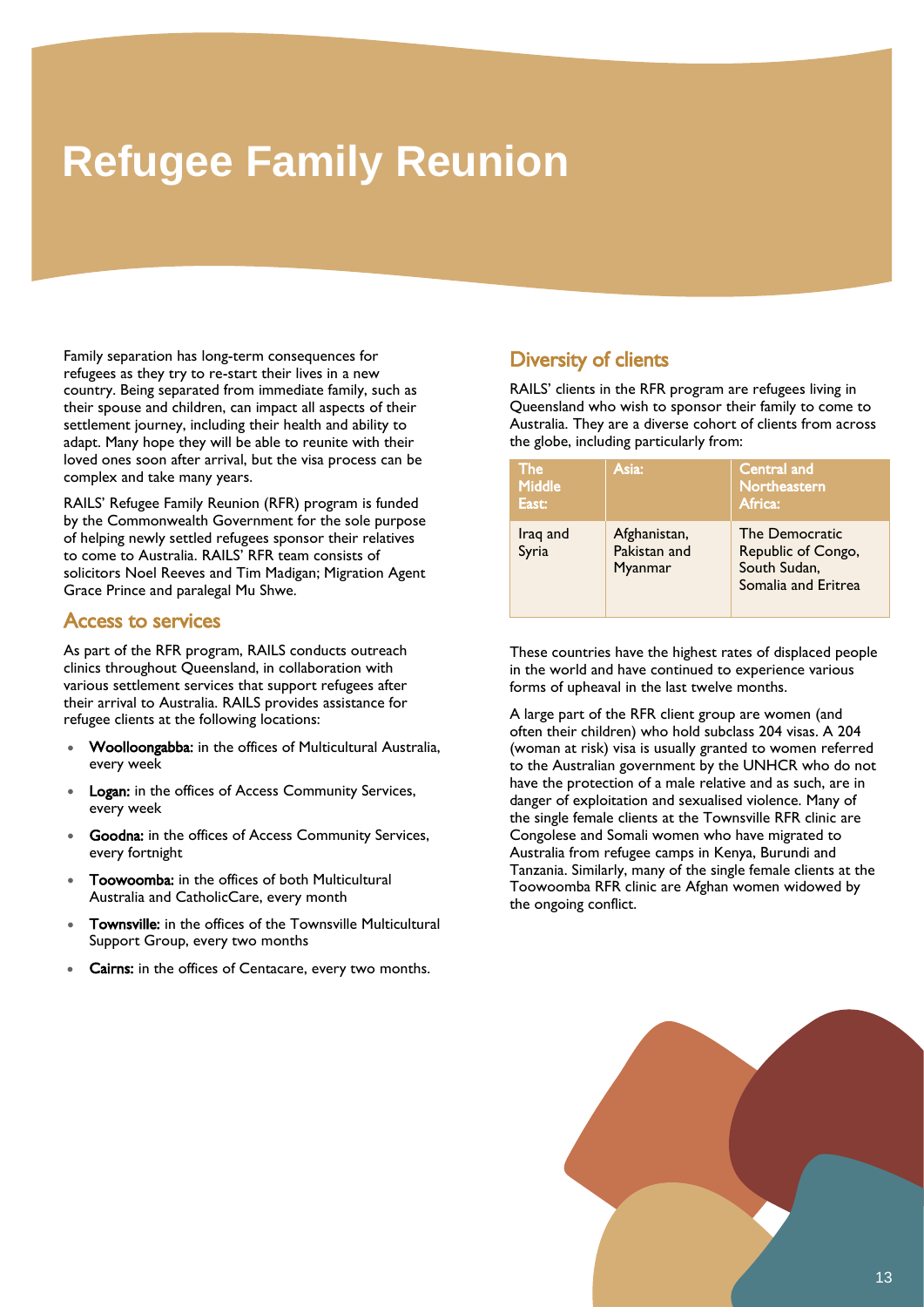# Refugee Family Reunion

Family separation has long-term consequences for refugees as they try to re-start their lives in a new country. Being separated from immediate family, such as their spouse and children, can impact all aspects of their settlement journey, including their health and ability to adapt. Many hope they will be able to reunite with their loved ones soon after arrival, but the visa process can be complex and take many years.

RAILS' Refugee Family Reunion (RFR) program is funded by the Commonwealth Government for the sole purpose of helping newly settled refugees sponsor their relatives to come to Australia. RAILS' RFR team consists of solicitors Noel Reeves and Tim Madigan; Migration Agent Grace Prince and paralegal Mu Shwe.

## Access to services

As part of the RFR program, RAILS conducts outreach clinics throughout Queensland, in collaboration with various settlement services that support refugees after their arrival to Australia. RAILS provides assistance for refugee clients at the following locations:

- **Woolloongabba:** in the offices of Multicultural Australia, every week
- **Logan:** in the offices of Access Community Services, every week
- **Goodna:** in the offices of Access Community Services, every fortnight
- **Toowoomba:** in the offices of both Multicultural Australia and CatholicCare, every month
- **Townsville:** in the offices of the Townsville Multicultural Support Group, every two months
- **Cairns:** in the offices of Centacare, every two months.

## Diversity of clients

RAILS' clients in the RFR program are refugees living in Queensland who wish to sponsor their family to come to Australia. They are a diverse cohort of clients from across the globe, including particularly from:

| The Middle East: | Asia: | Central and Northeastern Africa: |
| --- | --- | --- |
| Iraq and Syria | Afghanistan, Pakistan and Myanmar | The Democratic Republic of Congo, South Sudan, Somalia and Eritrea |

These countries have the highest rates of displaced people in the world and have continued to experience various forms of upheaval in the last twelve months.

A large part of the RFR client group are women (and often their children) who hold subclass 204 visas. A 204 (woman at risk) visa is usually granted to women referred to the Australian government by the UNHCR who do not have the protection of a male relative and as such, are in danger of exploitation and sexualised violence. Many of the single female clients at the Townsville RFR clinic are Congolese and Somali women who have migrated to Australia from refugee camps in Kenya, Burundi and Tanzania. Similarly, many of the single female clients at the Toowoomba RFR clinic are Afghan women widowed by the ongoing conflict.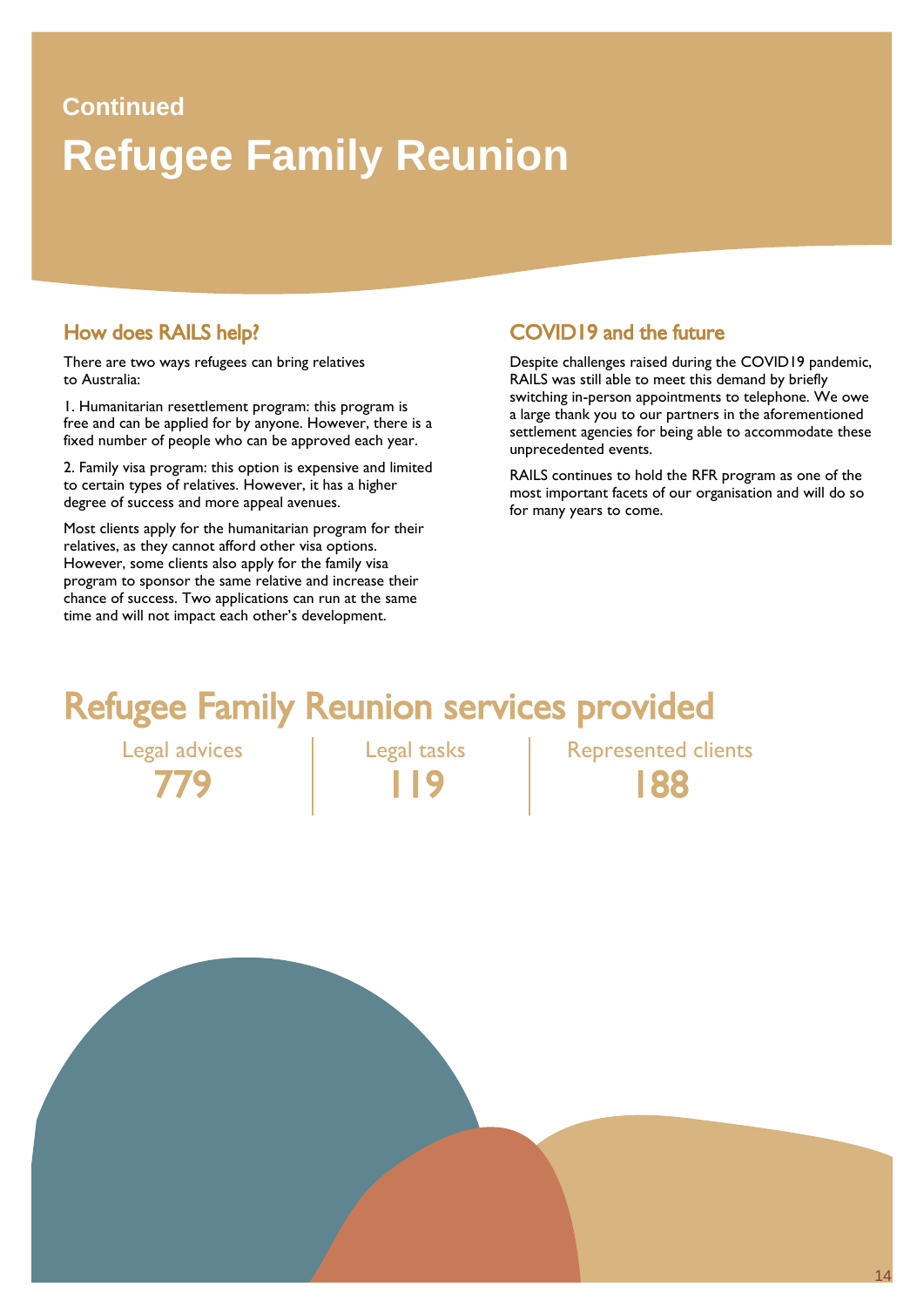Continued

# Refugee Family Reunion

## How does RAILS help?

There are two ways refugees can bring relatives to Australia:

1. Humanitarian resettlement program: this program is free and can be applied for by anyone. However, there is a fixed number of people who can be approved each year.

2. Family visa program: this option is expensive and limited to certain types of relatives. However, it has a higher degree of success and more appeal avenues.

Most clients apply for the humanitarian program for their relatives, as they cannot afford other visa options. However, some clients also apply for the family visa program to sponsor the same relative and increase their chance of success. Two applications can run at the same time and will not impact each other's development.

## COVID19 and the future

Despite challenges raised during the COVID19 pandemic, RAILS was still able to meet this demand by briefly switching in-person appointments to telephone. We owe a large thank you to our partners in the aforementioned settlement agencies for being able to accommodate these unprecedented events.

RAILS continues to hold the RFR program as one of the most important facets of our organisation and will do so for many years to come.

## Refugee Family Reunion services provided

| Legal advices | Legal tasks | Represented clients |
| --- | --- | --- |
| 779 | 119 | 188 |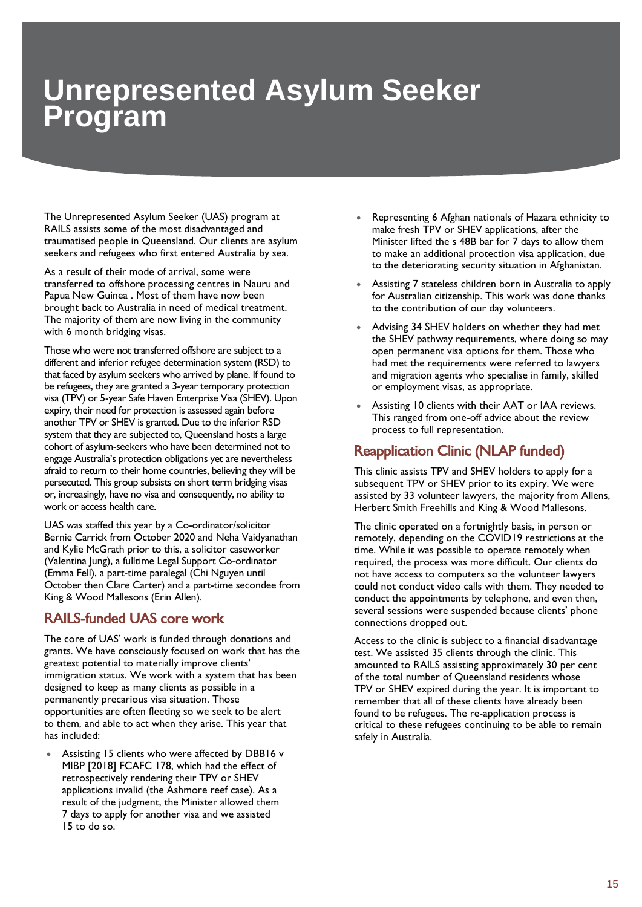# Unrepresented Asylum Seeker Program

The Unrepresented Asylum Seeker (UAS) program at RAILS assists some of the most disadvantaged and traumatised people in Queensland. Our clients are asylum seekers and refugees who first entered Australia by sea.

As a result of their mode of arrival, some were transferred to offshore processing centres in Nauru and Papua New Guinea . Most of them have now been brought back to Australia in need of medical treatment. The majority of them are now living in the community with 6 month bridging visas.

Those who were not transferred offshore are subject to a different and inferior refugee determination system (RSD) to that faced by asylum seekers who arrived by plane. If found to be refugees, they are granted a 3-year temporary protection visa (TPV) or 5-year Safe Haven Enterprise Visa (SHEV). Upon expiry, their need for protection is assessed again before another TPV or SHEV is granted. Due to the inferior RSD system that they are subjected to, Queensland hosts a large cohort of asylum-seekers who have been determined not to engage Australia's protection obligations yet are nevertheless afraid to return to their home countries, believing they will be persecuted. This group subsists on short term bridging visas or, increasingly, have no visa and consequently, no ability to work or access health care.

UAS was staffed this year by a Co-ordinator/solicitor Bernie Carrick from October 2020 and Neha Vaidyanathan and Kylie McGrath prior to this, a solicitor caseworker (Valentina Jung), a fulltime Legal Support Co-ordinator (Emma Fell), a part-time paralegal (Chi Nguyen until October then Clare Carter) and a part-time secondee from King & Wood Mallesons (Erin Allen).

## RAILS-funded UAS core work

The core of UAS' work is funded through donations and grants. We have consciously focused on work that has the greatest potential to materially improve clients' immigration status. We work with a system that has been designed to keep as many clients as possible in a permanently precarious visa situation. Those opportunities are often fleeting so we seek to be alert to them, and able to act when they arise. This year that has included:

- Assisting 15 clients who were affected by DBB16 v MIBP [2018] FCAFC 178, which had the effect of retrospectively rendering their TPV or SHEV applications invalid (the Ashmore reef case). As a result of the judgment, the Minister allowed them 7 days to apply for another visa and we assisted 15 to do so.
- Representing 6 Afghan nationals of Hazara ethnicity to make fresh TPV or SHEV applications, after the Minister lifted the s 48B bar for 7 days to allow them to make an additional protection visa application, due to the deteriorating security situation in Afghanistan.
- Assisting 7 stateless children born in Australia to apply for Australian citizenship. This work was done thanks to the contribution of our day volunteers.
- Advising 34 SHEV holders on whether they had met the SHEV pathway requirements, where doing so may open permanent visa options for them. Those who had met the requirements were referred to lawyers and migration agents who specialise in family, skilled or employment visas, as appropriate.
- Assisting 10 clients with their AAT or IAA reviews. This ranged from one-off advice about the review process to full representation.

## Reapplication Clinic (NLAP funded)

This clinic assists TPV and SHEV holders to apply for a subsequent TPV or SHEV prior to its expiry. We were assisted by 33 volunteer lawyers, the majority from Allens, Herbert Smith Freehills and King & Wood Mallesons.

The clinic operated on a fortnightly basis, in person or remotely, depending on the COVID19 restrictions at the time. While it was possible to operate remotely when required, the process was more difficult. Our clients do not have access to computers so the volunteer lawyers could not conduct video calls with them. They needed to conduct the appointments by telephone, and even then, several sessions were suspended because clients' phone connections dropped out.

Access to the clinic is subject to a financial disadvantage test. We assisted 35 clients through the clinic. This amounted to RAILS assisting approximately 30 per cent of the total number of Queensland residents whose TPV or SHEV expired during the year. It is important to remember that all of these clients have already been found to be refugees. The re-application process is critical to these refugees continuing to be able to remain safely in Australia.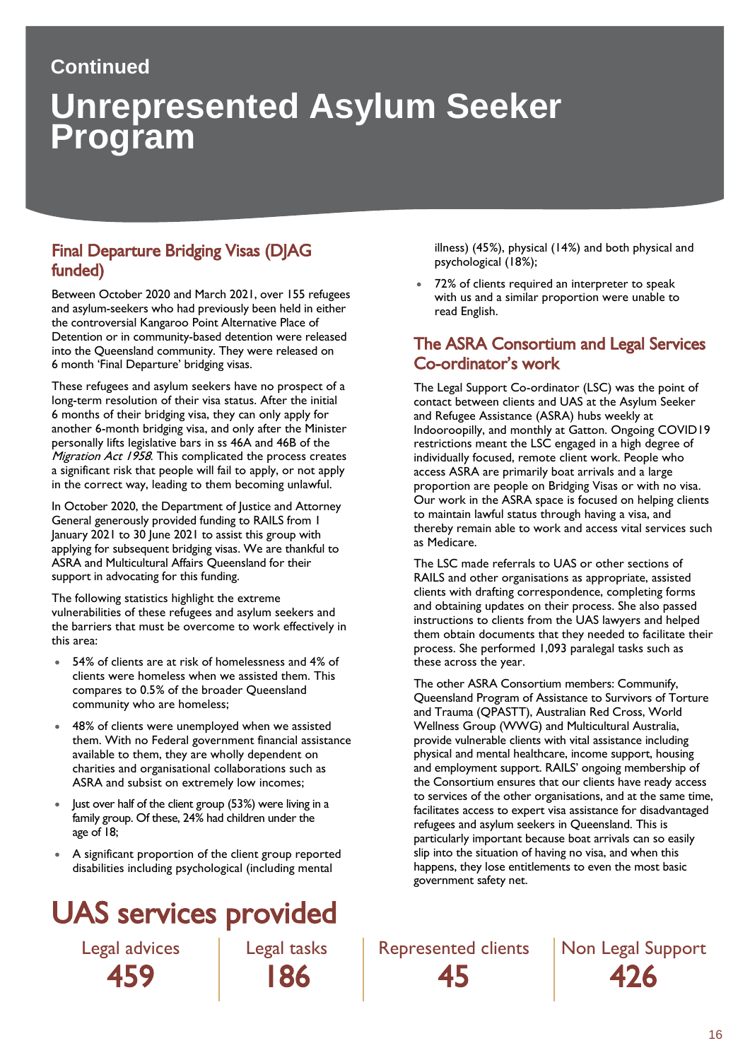Continued

# Unrepresented Asylum Seeker Program

## Final Departure Bridging Visas (DJAG funded)

Between October 2020 and March 2021, over 155 refugees and asylum-seekers who had previously been held in either the controversial Kangaroo Point Alternative Place of Detention or in community-based detention were released into the Queensland community. They were released on 6 month 'Final Departure' bridging visas.

These refugees and asylum seekers have no prospect of a long-term resolution of their visa status. After the initial 6 months of their bridging visa, they can only apply for another 6-month bridging visa, and only after the Minister personally lifts legislative bars in ss 46A and 46B of the *Migration Act 1958*. This complicated the process creates a significant risk that people will fail to apply, or not apply in the correct way, leading to them becoming unlawful.

In October 2020, the Department of Justice and Attorney General generously provided funding to RAILS from 1 January 2021 to 30 June 2021 to assist this group with applying for subsequent bridging visas. We are thankful to ASRA and Multicultural Affairs Queensland for their support in advocating for this funding.

The following statistics highlight the extreme vulnerabilities of these refugees and asylum seekers and the barriers that must be overcome to work effectively in this area:

- 54% of clients are at risk of homelessness and 4% of clients were homeless when we assisted them. This compares to 0.5% of the broader Queensland community who are homeless;
- 48% of clients were unemployed when we assisted them. With no Federal government financial assistance available to them, they are wholly dependent on charities and organisational collaborations such as ASRA and subsist on extremely low incomes;
- Just over half of the client group (53%) were living in a family group. Of these, 24% had children under the age of 18;
- A significant proportion of the client group reported disabilities including psychological (including mental illness) (45%), physical (14%) and both physical and psychological (18%);
- 72% of clients required an interpreter to speak with us and a similar proportion were unable to read English.

## The ASRA Consortium and Legal Services Co-ordinator's work

The Legal Support Co-ordinator (LSC) was the point of contact between clients and UAS at the Asylum Seeker and Refugee Assistance (ASRA) hubs weekly at Indooroopilly, and monthly at Gatton. Ongoing COVID19 restrictions meant the LSC engaged in a high degree of individually focused, remote client work. People who access ASRA are primarily boat arrivals and a large proportion are people on Bridging Visas or with no visa. Our work in the ASRA space is focused on helping clients to maintain lawful status through having a visa, and thereby remain able to work and access vital services such as Medicare.

The LSC made referrals to UAS or other sections of RAILS and other organisations as appropriate, assisted clients with drafting correspondence, completing forms and obtaining updates on their process. She also passed instructions to clients from the UAS lawyers and helped them obtain documents that they needed to facilitate their process. She performed 1,093 paralegal tasks such as these across the year.

The other ASRA Consortium members: Communify, Queensland Program of Assistance to Survivors of Torture and Trauma (QPASTT), Australian Red Cross, World Wellness Group (WWG) and Multicultural Australia, provide vulnerable clients with vital assistance including physical and mental healthcare, income support, housing and employment support. RAILS' ongoing membership of the Consortium ensures that our clients have ready access to services of the other organisations, and at the same time, facilitates access to expert visa assistance for disadvantaged refugees and asylum seekers in Queensland. This is particularly important because boat arrivals can so easily slip into the situation of having no visa, and when this happens, they lose entitlements to even the most basic government safety net.

# UAS services provided

| Legal advices | Legal tasks | Represented clients | Non Legal Support |
|---|---|---|---|
| 459 | 186 | 45 | 426 |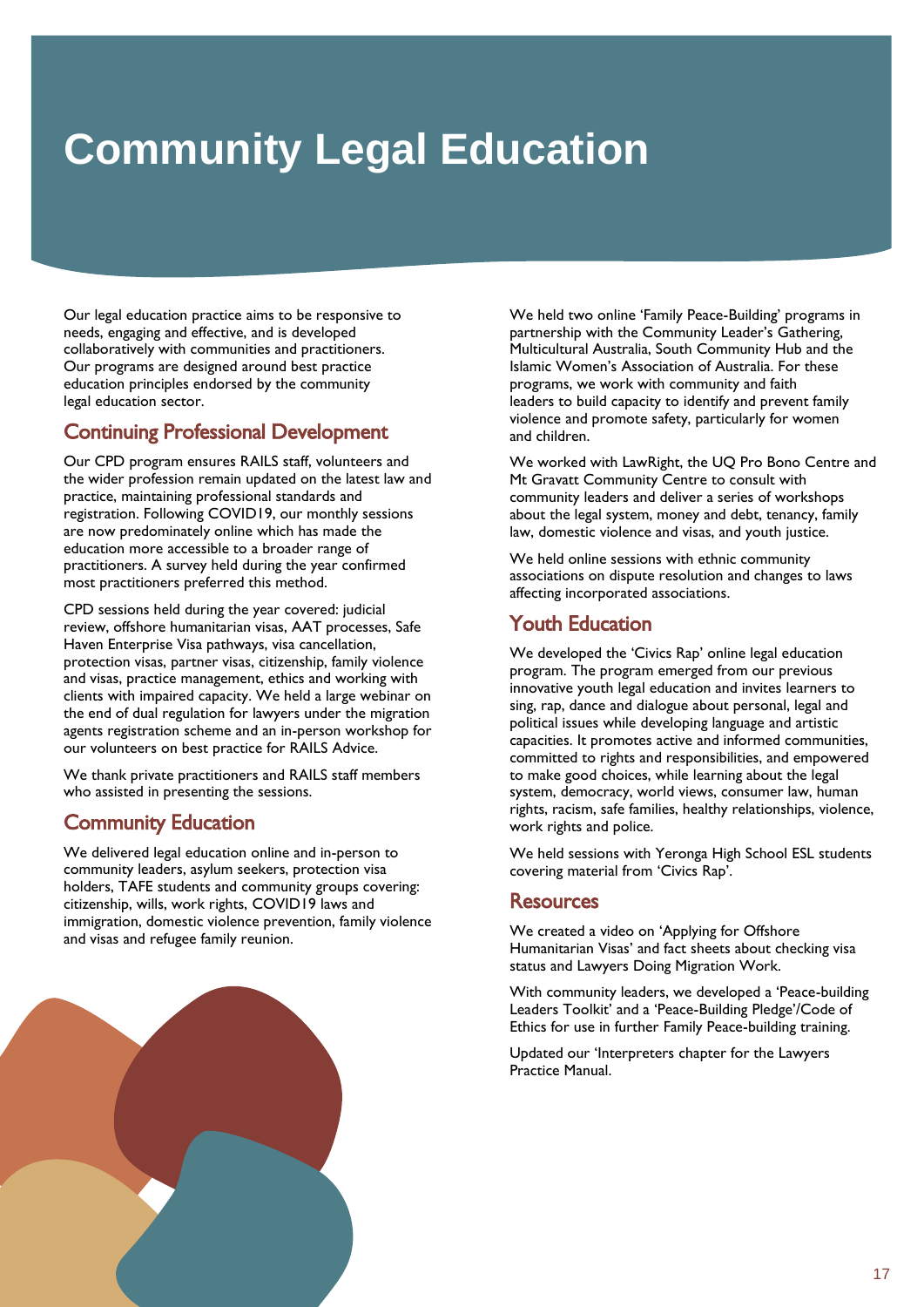# Community Legal Education

Our legal education practice aims to be responsive to needs, engaging and effective, and is developed collaboratively with communities and practitioners. Our programs are designed around best practice education principles endorsed by the community legal education sector.

## Continuing Professional Development

Our CPD program ensures RAILS staff, volunteers and the wider profession remain updated on the latest law and practice, maintaining professional standards and registration. Following COVID19, our monthly sessions are now predominately online which has made the education more accessible to a broader range of practitioners. A survey held during the year confirmed most practitioners preferred this method.

CPD sessions held during the year covered: judicial review, offshore humanitarian visas, AAT processes, Safe Haven Enterprise Visa pathways, visa cancellation, protection visas, partner visas, citizenship, family violence and visas, practice management, ethics and working with clients with impaired capacity. We held a large webinar on the end of dual regulation for lawyers under the migration agents registration scheme and an in-person workshop for our volunteers on best practice for RAILS Advice.

We thank private practitioners and RAILS staff members who assisted in presenting the sessions.

## Community Education

We delivered legal education online and in-person to community leaders, asylum seekers, protection visa holders, TAFE students and community groups covering: citizenship, wills, work rights, COVID19 laws and immigration, domestic violence prevention, family violence and visas and refugee family reunion.

We held two online 'Family Peace-Building' programs in partnership with the Community Leader's Gathering, Multicultural Australia, South Community Hub and the Islamic Women's Association of Australia. For these programs, we work with community and faith leaders to build capacity to identify and prevent family violence and promote safety, particularly for women and children.

We worked with LawRight, the UQ Pro Bono Centre and Mt Gravatt Community Centre to consult with community leaders and deliver a series of workshops about the legal system, money and debt, tenancy, family law, domestic violence and visas, and youth justice.

We held online sessions with ethnic community associations on dispute resolution and changes to laws affecting incorporated associations.

## Youth Education

We developed the 'Civics Rap' online legal education program. The program emerged from our previous innovative youth legal education and invites learners to sing, rap, dance and dialogue about personal, legal and political issues while developing language and artistic capacities. It promotes active and informed communities, committed to rights and responsibilities, and empowered to make good choices, while learning about the legal system, democracy, world views, consumer law, human rights, racism, safe families, healthy relationships, violence, work rights and police.

We held sessions with Yeronga High School ESL students covering material from 'Civics Rap'.

## Resources

We created a video on 'Applying for Offshore Humanitarian Visas' and fact sheets about checking visa status and Lawyers Doing Migration Work.

With community leaders, we developed a 'Peace-building Leaders Toolkit' and a 'Peace-Building Pledge'/Code of Ethics for use in further Family Peace-building training.

Updated our 'Interpreters chapter for the Lawyers Practice Manual.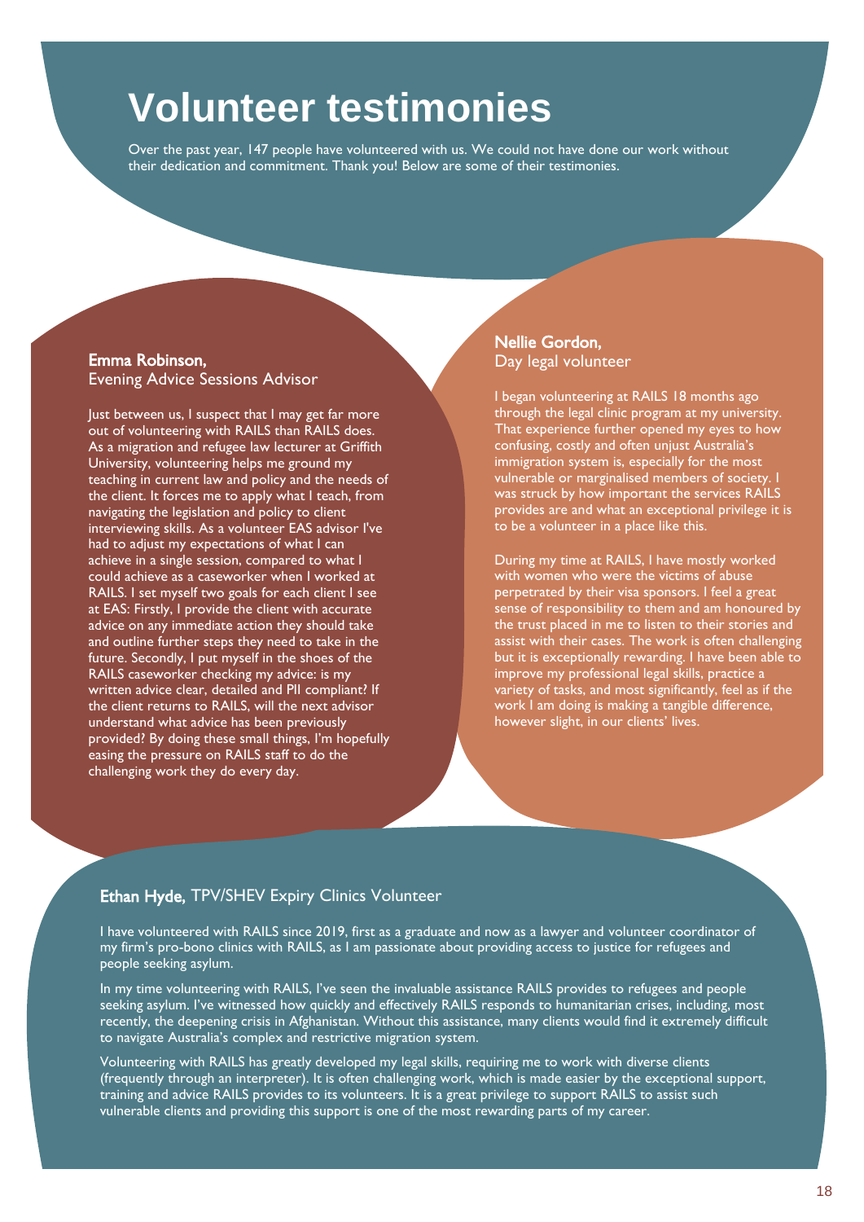# Volunteer testimonies

Over the past year, 147 people have volunteered with us. We could not have done our work without their dedication and commitment. Thank you! Below are some of their testimonies.

**Emma Robinson,**
Evening Advice Sessions Advisor

Just between us, I suspect that I may get far more out of volunteering with RAILS than RAILS does. As a migration and refugee law lecturer at Griffith University, volunteering helps me ground my teaching in current law and policy and the needs of the client. It forces me to apply what I teach, from navigating the legislation and policy to client interviewing skills. As a volunteer EAS advisor I've had to adjust my expectations of what I can achieve in a single session, compared to what I could achieve as a caseworker when I worked at RAILS. I set myself two goals for each client I see at EAS: Firstly, I provide the client with accurate advice on any immediate action they should take and outline further steps they need to take in the future. Secondly, I put myself in the shoes of the RAILS caseworker checking my advice: is my written advice clear, detailed and PII compliant? If the client returns to RAILS, will the next advisor understand what advice has been previously provided? By doing these small things, I'm hopefully easing the pressure on RAILS staff to do the challenging work they do every day.

**Nellie Gordon,**
Day legal volunteer

I began volunteering at RAILS 18 months ago through the legal clinic program at my university. That experience further opened my eyes to how confusing, costly and often unjust Australia's immigration system is, especially for the most vulnerable or marginalised members of society. I was struck by how important the services RAILS provides are and what an exceptional privilege it is to be a volunteer in a place like this.

During my time at RAILS, I have mostly worked with women who were the victims of abuse perpetrated by their visa sponsors. I feel a great sense of responsibility to them and am honoured by the trust placed in me to listen to their stories and assist with their cases. The work is often challenging but it is exceptionally rewarding. I have been able to improve my professional legal skills, practice a variety of tasks, and most significantly, feel as if the work I am doing is making a tangible difference, however slight, in our clients' lives.

**Ethan Hyde,** TPV/SHEV Expiry Clinics Volunteer

I have volunteered with RAILS since 2019, first as a graduate and now as a lawyer and volunteer coordinator of my firm's pro-bono clinics with RAILS, as I am passionate about providing access to justice for refugees and people seeking asylum.

In my time volunteering with RAILS, I've seen the invaluable assistance RAILS provides to refugees and people seeking asylum. I've witnessed how quickly and effectively RAILS responds to humanitarian crises, including, most recently, the deepening crisis in Afghanistan. Without this assistance, many clients would find it extremely difficult to navigate Australia's complex and restrictive migration system.

Volunteering with RAILS has greatly developed my legal skills, requiring me to work with diverse clients (frequently through an interpreter). It is often challenging work, which is made easier by the exceptional support, training and advice RAILS provides to its volunteers. It is a great privilege to support RAILS to assist such vulnerable clients and providing this support is one of the most rewarding parts of my career.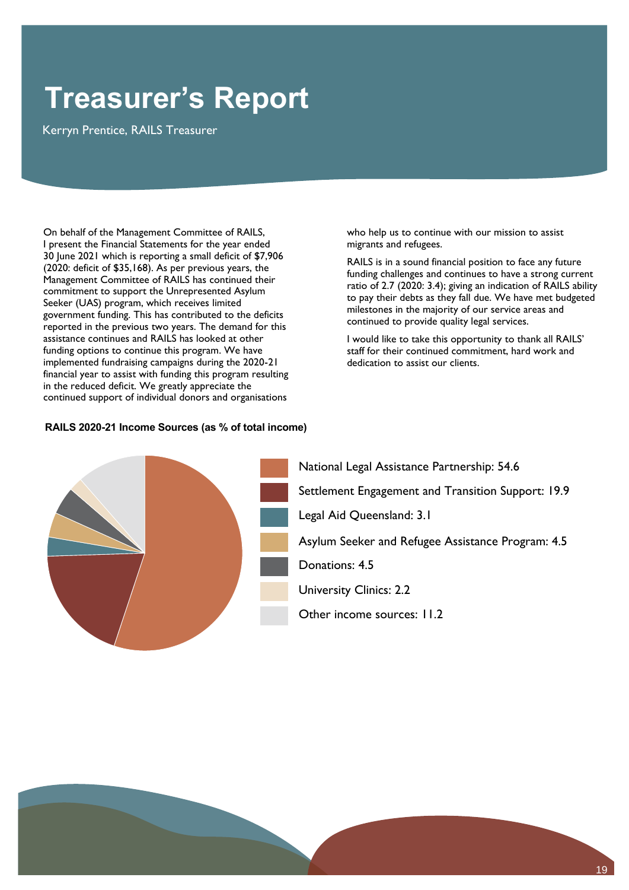# Treasurer's Report

Kerryn Prentice, RAILS Treasurer

On behalf of the Management Committee of RAILS, I present the Financial Statements for the year ended 30 June 2021 which is reporting a small deficit of $7,906 (2020: deficit of $35,168). As per previous years, the Management Committee of RAILS has continued their commitment to support the Unrepresented Asylum Seeker (UAS) program, which receives limited government funding. This has contributed to the deficits reported in the previous two years. The demand for this assistance continues and RAILS has looked at other funding options to continue this program. We have implemented fundraising campaigns during the 2020-21 financial year to assist with funding this program resulting in the reduced deficit. We greatly appreciate the continued support of individual donors and organisations who help us to continue with our mission to assist migrants and refugees.

RAILS is in a sound financial position to face any future funding challenges and continues to have a strong current ratio of 2.7 (2020: 3.4); giving an indication of RAILS ability to pay their debts as they fall due. We have met budgeted milestones in the majority of our service areas and continued to provide quality legal services.

I would like to take this opportunity to thank all RAILS' staff for their continued commitment, hard work and dedication to assist our clients.

**RAILS 2020-21 Income Sources (as % of total income)**

- National Legal Assistance Partnership: 54.6
- Settlement Engagement and Transition Support: 19.9
- Legal Aid Queensland: 3.1
- Asylum Seeker and Refugee Assistance Program: 4.5
- Donations: 4.5
- University Clinics: 2.2
- Other income sources: 11.2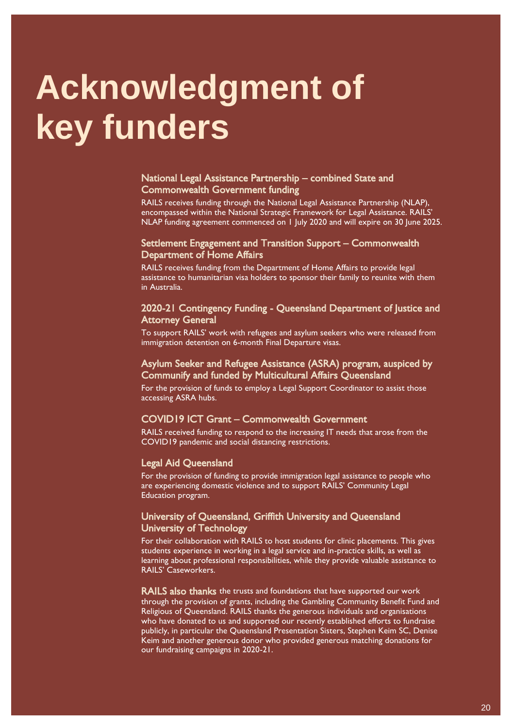# Acknowledgment of key funders

### National Legal Assistance Partnership – combined State and Commonwealth Government funding

RAILS receives funding through the National Legal Assistance Partnership (NLAP), encompassed within the National Strategic Framework for Legal Assistance. RAILS' NLAP funding agreement commenced on 1 July 2020 and will expire on 30 June 2025.

### Settlement Engagement and Transition Support – Commonwealth Department of Home Affairs

RAILS receives funding from the Department of Home Affairs to provide legal assistance to humanitarian visa holders to sponsor their family to reunite with them in Australia.

### 2020-21 Contingency Funding - Queensland Department of Justice and Attorney General

To support RAILS' work with refugees and asylum seekers who were released from immigration detention on 6-month Final Departure visas.

### Asylum Seeker and Refugee Assistance (ASRA) program, auspiced by Communify and funded by Multicultural Affairs Queensland

For the provision of funds to employ a Legal Support Coordinator to assist those accessing ASRA hubs.

### COVID19 ICT Grant – Commonwealth Government

RAILS received funding to respond to the increasing IT needs that arose from the COVID19 pandemic and social distancing restrictions.

### Legal Aid Queensland

For the provision of funding to provide immigration legal assistance to people who are experiencing domestic violence and to support RAILS' Community Legal Education program.

### University of Queensland, Griffith University and Queensland University of Technology

For their collaboration with RAILS to host students for clinic placements. This gives students experience in working in a legal service and in-practice skills, as well as learning about professional responsibilities, while they provide valuable assistance to RAILS' Caseworkers.

**RAILS also thanks** the trusts and foundations that have supported our work through the provision of grants, including the Gambling Community Benefit Fund and Religious of Queensland. RAILS thanks the generous individuals and organisations who have donated to us and supported our recently established efforts to fundraise publicly, in particular the Queensland Presentation Sisters, Stephen Keim SC, Denise Keim and another generous donor who provided generous matching donations for our fundraising campaigns in 2020-21.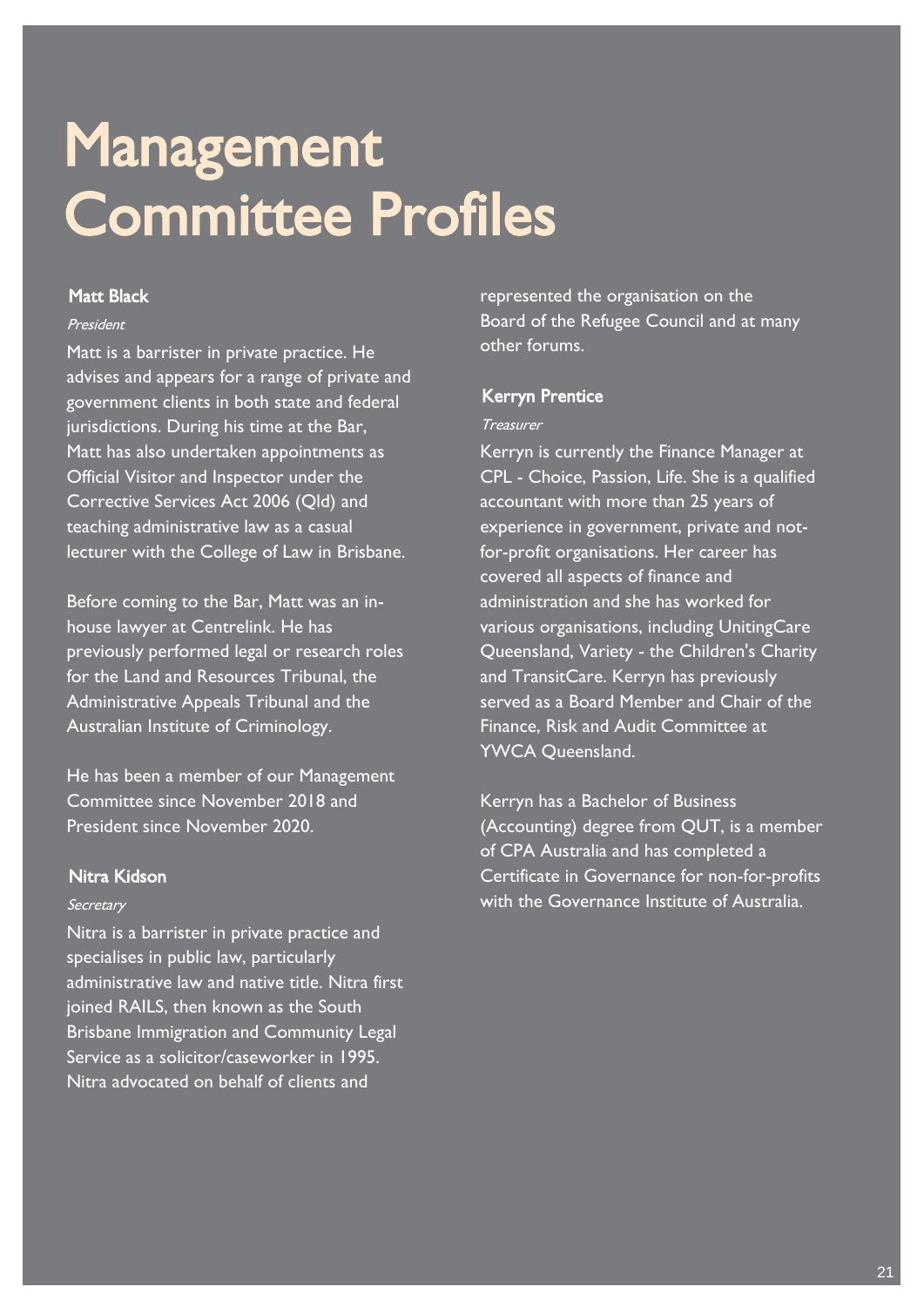# Management Committee Profiles

### Matt Black

*President*

Matt is a barrister in private practice. He advises and appears for a range of private and government clients in both state and federal jurisdictions. During his time at the Bar, Matt has also undertaken appointments as Official Visitor and Inspector under the Corrective Services Act 2006 (Qld) and teaching administrative law as a casual lecturer with the College of Law in Brisbane.

Before coming to the Bar, Matt was an in-house lawyer at Centrelink. He has previously performed legal or research roles for the Land and Resources Tribunal, the Administrative Appeals Tribunal and the Australian Institute of Criminology.

He has been a member of our Management Committee since November 2018 and President since November 2020.

### Nitra Kidson

*Secretary*

Nitra is a barrister in private practice and specialises in public law, particularly administrative law and native title. Nitra first joined RAILS, then known as the South Brisbane Immigration and Community Legal Service as a solicitor/caseworker in 1995. Nitra advocated on behalf of clients and represented the organisation on the Board of the Refugee Council and at many other forums.

### Kerryn Prentice

*Treasurer*

Kerryn is currently the Finance Manager at CPL - Choice, Passion, Life. She is a qualified accountant with more than 25 years of experience in government, private and not-for-profit organisations. Her career has covered all aspects of finance and administration and she has worked for various organisations, including UnitingCare Queensland, Variety - the Children's Charity and TransitCare. Kerryn has previously served as a Board Member and Chair of the Finance, Risk and Audit Committee at YWCA Queensland.

Kerryn has a Bachelor of Business (Accounting) degree from QUT, is a member of CPA Australia and has completed a Certificate in Governance for non-for-profits with the Governance Institute of Australia.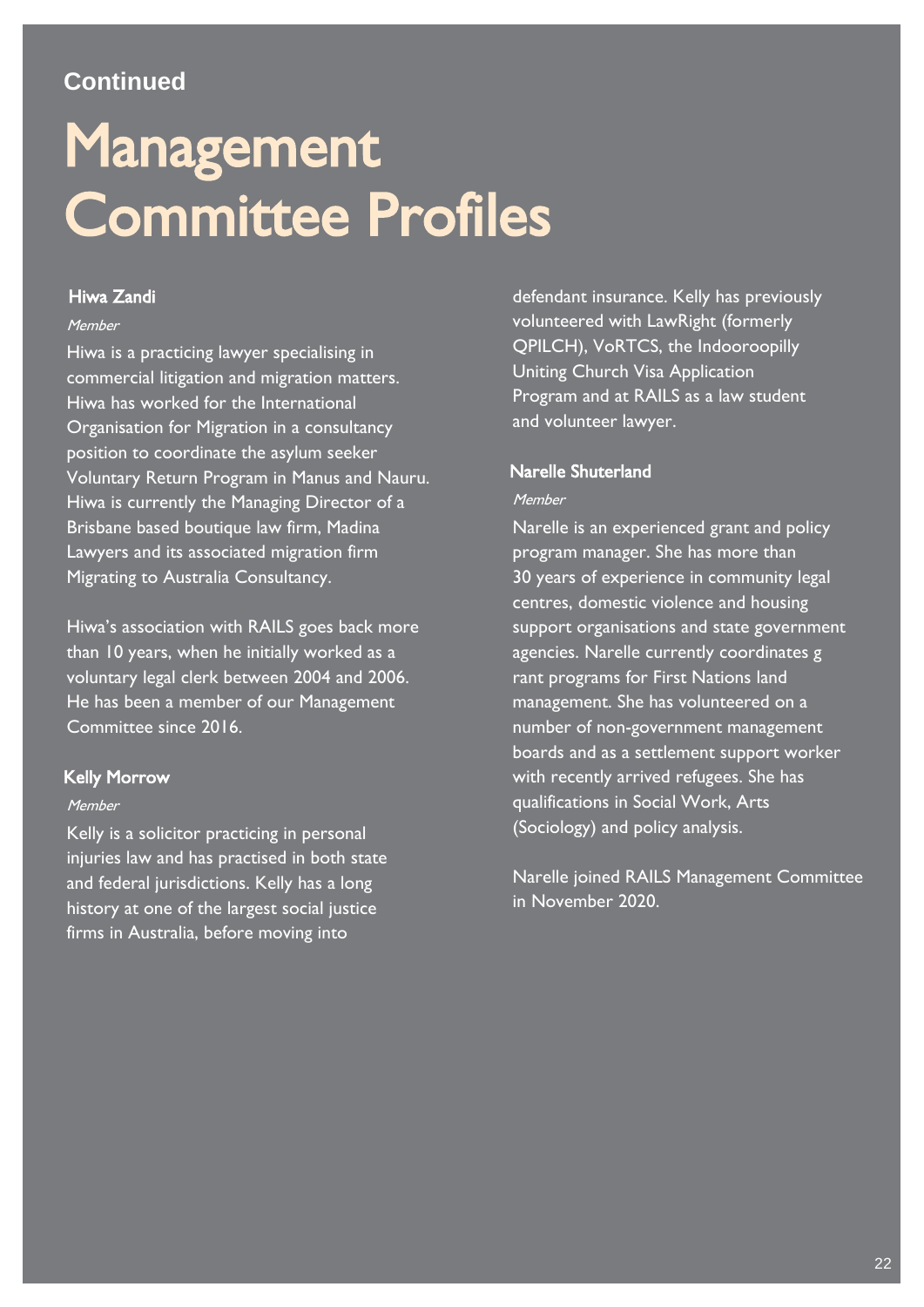**Continued**

# Management Committee Profiles

### Hiwa Zandi

*Member*

Hiwa is a practicing lawyer specialising in commercial litigation and migration matters. Hiwa has worked for the International Organisation for Migration in a consultancy position to coordinate the asylum seeker Voluntary Return Program in Manus and Nauru. Hiwa is currently the Managing Director of a Brisbane based boutique law firm, Madina Lawyers and its associated migration firm Migrating to Australia Consultancy.

Hiwa's association with RAILS goes back more than 10 years, when he initially worked as a voluntary legal clerk between 2004 and 2006. He has been a member of our Management Committee since 2016.

### Kelly Morrow

*Member*

Kelly is a solicitor practicing in personal injuries law and has practised in both state and federal jurisdictions. Kelly has a long history at one of the largest social justice firms in Australia, before moving into defendant insurance. Kelly has previously volunteered with LawRight (formerly QPILCH), VoRTCS, the Indooroopilly Uniting Church Visa Application Program and at RAILS as a law student and volunteer lawyer.

### Narelle Shuterland

*Member*

Narelle is an experienced grant and policy program manager. She has more than 30 years of experience in community legal centres, domestic violence and housing support organisations and state government agencies. Narelle currently coordinates g rant programs for First Nations land management. She has volunteered on a number of non-government management boards and as a settlement support worker with recently arrived refugees. She has qualifications in Social Work, Arts (Sociology) and policy analysis.

Narelle joined RAILS Management Committee in November 2020.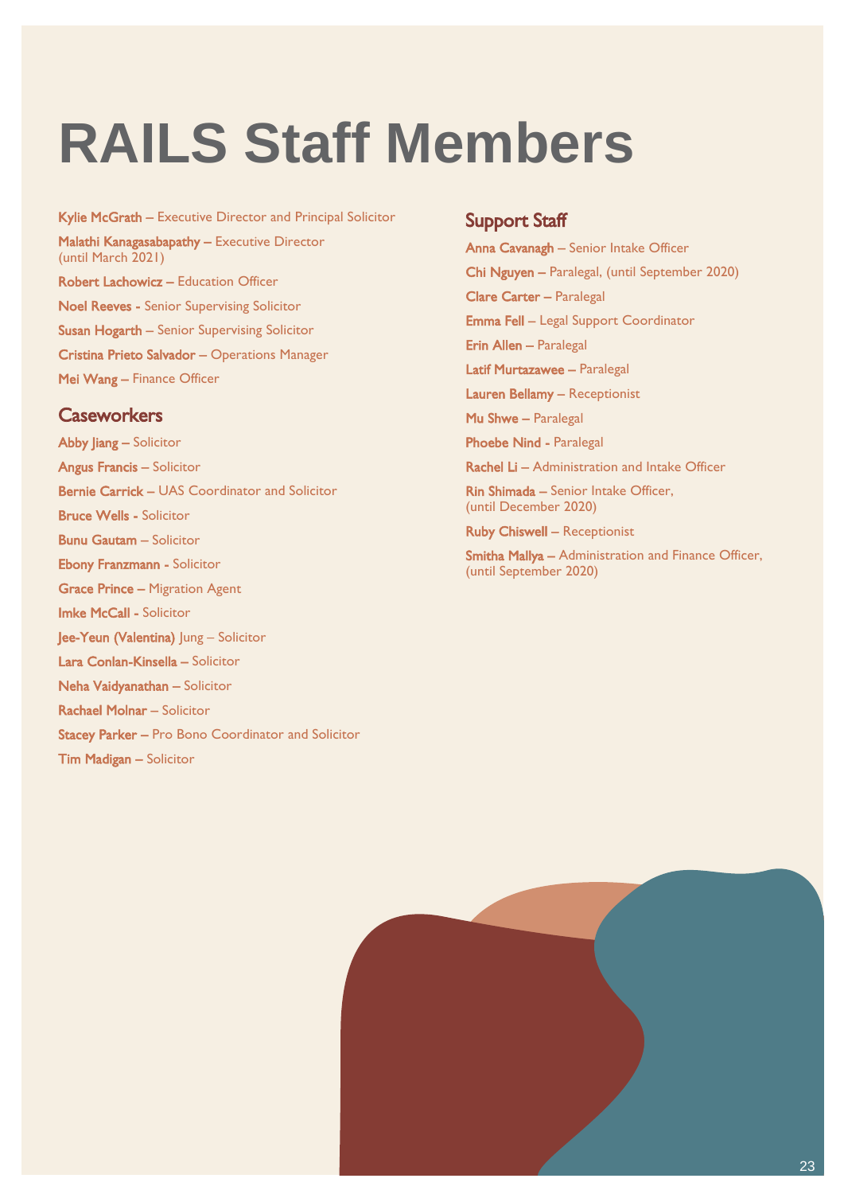# RAILS Staff Members

**Kylie McGrath** – Executive Director and Principal Solicitor

**Malathi Kanagasabapathy** – Executive Director (until March 2021)

**Robert Lachowicz** – Education Officer

**Noel Reeves** - Senior Supervising Solicitor

**Susan Hogarth** – Senior Supervising Solicitor

**Cristina Prieto Salvador** – Operations Manager

**Mei Wang** – Finance Officer

## Caseworkers

**Abby Jiang** – Solicitor

**Angus Francis** – Solicitor

**Bernie Carrick** – UAS Coordinator and Solicitor

**Bruce Wells** - Solicitor

**Bunu Gautam** – Solicitor

**Ebony Franzmann** - Solicitor

**Grace Prince** – Migration Agent

**Imke McCall** - Solicitor

**Jee-Yeun (Valentina)** Jung – Solicitor

**Lara Conlan-Kinsella** – Solicitor

**Neha Vaidyanathan** – Solicitor

**Rachael Molnar** – Solicitor

**Stacey Parker** – Pro Bono Coordinator and Solicitor

**Tim Madigan** – Solicitor

## Support Staff

**Anna Cavanagh** – Senior Intake Officer

**Chi Nguyen** – Paralegal, (until September 2020)

**Clare Carter** – Paralegal

**Emma Fell** – Legal Support Coordinator

**Erin Allen** – Paralegal

**Latif Murtazawee** – Paralegal

**Lauren Bellamy** – Receptionist

**Mu Shwe** – Paralegal

**Phoebe Nind** - Paralegal

**Rachel Li** – Administration and Intake Officer

**Rin Shimada** – Senior Intake Officer, (until December 2020)

**Ruby Chiswell** – Receptionist

**Smitha Mallya** – Administration and Finance Officer, (until September 2020)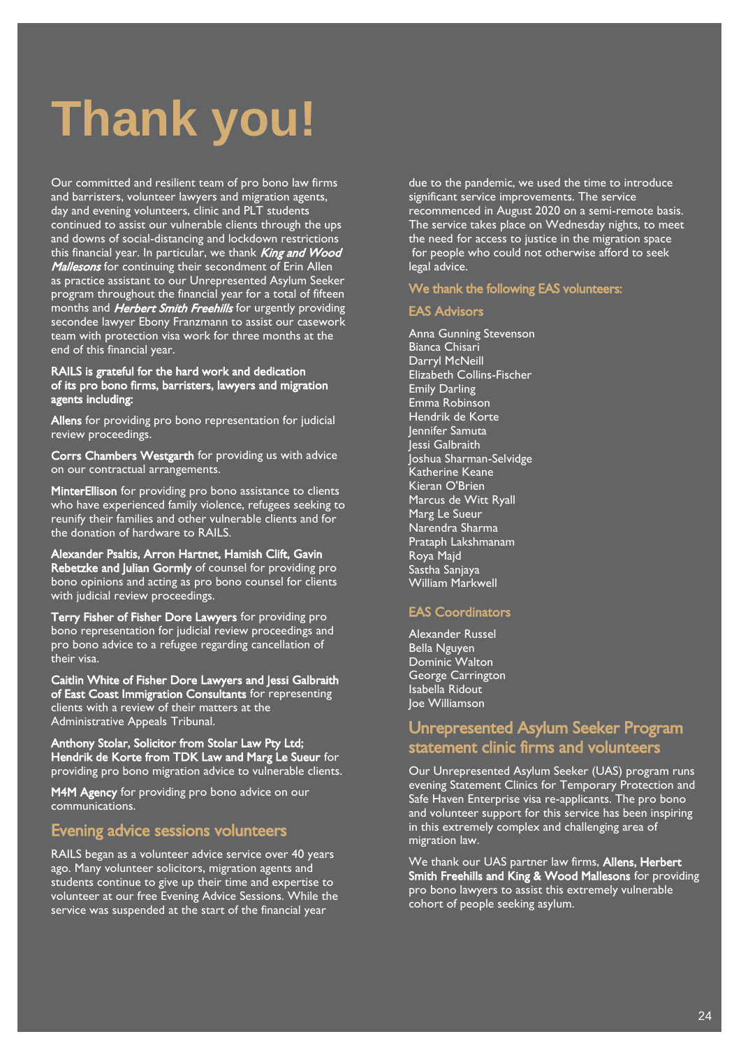# Thank you!

Our committed and resilient team of pro bono law firms and barristers, volunteer lawyers and migration agents, day and evening volunteers, clinic and PLT students continued to assist our vulnerable clients through the ups and downs of social-distancing and lockdown restrictions this financial year. In particular, we thank ***King and Wood Mallesons*** for continuing their secondment of Erin Allen as practice assistant to our Unrepresented Asylum Seeker program throughout the financial year for a total of fifteen months and ***Herbert Smith Freehills*** for urgently providing secondee lawyer Ebony Franzmann to assist our casework team with protection visa work for three months at the end of this financial year.

**RAILS is grateful for the hard work and dedication of its pro bono firms, barristers, lawyers and migration agents including:**

**Allens** for providing pro bono representation for judicial review proceedings.

**Corrs Chambers Westgarth** for providing us with advice on our contractual arrangements.

**MinterEllison** for providing pro bono assistance to clients who have experienced family violence, refugees seeking to reunify their families and other vulnerable clients and for the donation of hardware to RAILS.

**Alexander Psaltis, Arron Hartnet, Hamish Clift, Gavin Rebetzke and Julian Gormly** of counsel for providing pro bono opinions and acting as pro bono counsel for clients with judicial review proceedings.

**Terry Fisher of Fisher Dore Lawyers** for providing pro bono representation for judicial review proceedings and pro bono advice to a refugee regarding cancellation of their visa.

**Caitlin White of Fisher Dore Lawyers and Jessi Galbraith of East Coast Immigration Consultants** for representing clients with a review of their matters at the Administrative Appeals Tribunal.

**Anthony Stolar, Solicitor from Stolar Law Pty Ltd; Hendrik de Korte from TDK Law and Marg Le Sueur** for providing pro bono migration advice to vulnerable clients.

**M4M Agency** for providing pro bono advice on our communications.

## Evening advice sessions volunteers

RAILS began as a volunteer advice service over 40 years ago. Many volunteer solicitors, migration agents and students continue to give up their time and expertise to volunteer at our free Evening Advice Sessions. While the service was suspended at the start of the financial year due to the pandemic, we used the time to introduce significant service improvements. The service recommenced in August 2020 on a semi-remote basis. The service takes place on Wednesday nights, to meet the need for access to justice in the migration space for people who could not otherwise afford to seek legal advice.

**We thank the following EAS volunteers:**

### EAS Advisors

Anna Gunning Stevenson
Bianca Chisari
Darryl McNeill
Elizabeth Collins-Fischer
Emily Darling
Emma Robinson
Hendrik de Korte
Jennifer Samuta
Jessi Galbraith
Joshua Sharman-Selvidge
Katherine Keane
Kieran O'Brien
Marcus de Witt Ryall
Marg Le Sueur
Narendra Sharma
Prataph Lakshmanam
Roya Majd
Sastha Sanjaya
William Markwell

### EAS Coordinators

Alexander Russel
Bella Nguyen
Dominic Walton
George Carrington
Isabella Ridout
Joe Williamson

## Unrepresented Asylum Seeker Program statement clinic firms and volunteers

Our Unrepresented Asylum Seeker (UAS) program runs evening Statement Clinics for Temporary Protection and Safe Haven Enterprise visa re-applicants. The pro bono and volunteer support for this service has been inspiring in this extremely complex and challenging area of migration law.

We thank our UAS partner law firms, **Allens, Herbert Smith Freehills and King & Wood Mallesons** for providing pro bono lawyers to assist this extremely vulnerable cohort of people seeking asylum.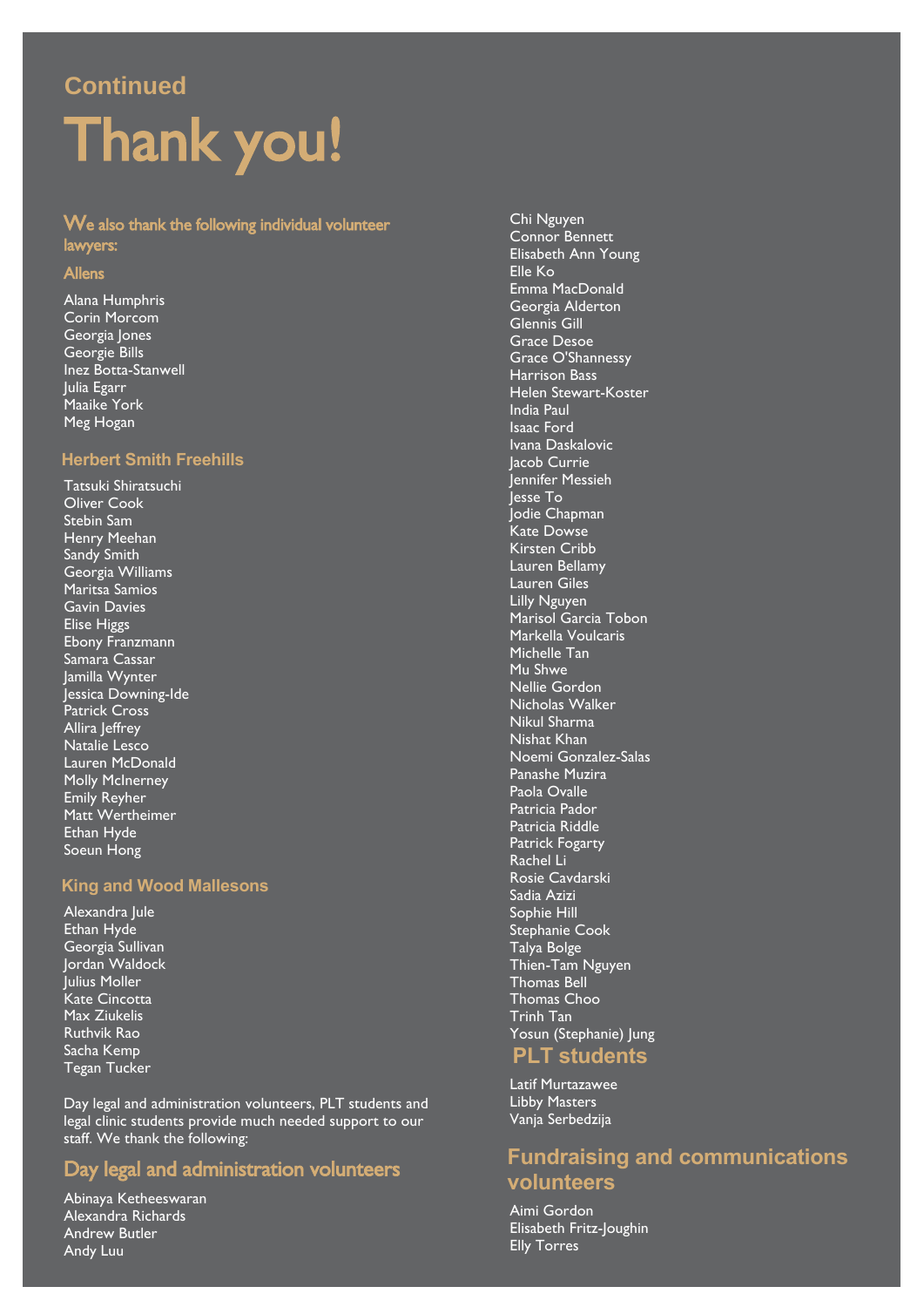Continued

# Thank you!

### We also thank the following individual volunteer lawyers:

### Allens

Alana Humphris
Corin Morcom
Georgia Jones
Georgie Bills
Inez Botta-Stanwell
Julia Egarr
Maaike York
Meg Hogan

### Herbert Smith Freehills

Tatsuki Shiratsuchi
Oliver Cook
Stebin Sam
Henry Meehan
Sandy Smith
Georgia Williams
Maritsa Samios
Gavin Davies
Elise Higgs
Ebony Franzmann
Samara Cassar
Jamilla Wynter
Jessica Downing-Ide
Patrick Cross
Allira Jeffrey
Natalie Lesco
Lauren McDonald
Molly McInerney
Emily Reyher
Matt Wertheimer
Ethan Hyde
Soeun Hong

### King and Wood Mallesons

Alexandra Jule
Ethan Hyde
Georgia Sullivan
Jordan Waldock
Julius Moller
Kate Cincotta
Max Ziukelis
Ruthvik Rao
Sacha Kemp
Tegan Tucker

Day legal and administration volunteers, PLT students and legal clinic students provide much needed support to our staff. We thank the following:

## Day legal and administration volunteers

Abinaya Ketheeswaran
Alexandra Richards
Andrew Butler
Andy Luu
Chi Nguyen
Connor Bennett
Elisabeth Ann Young
Elle Ko
Emma MacDonald
Georgia Alderton
Glennis Gill
Grace Desoe
Grace O'Shannessy
Harrison Bass
Helen Stewart-Koster
India Paul
Isaac Ford
Ivana Daskalovic
Jacob Currie
Jennifer Messieh
Jesse To
Jodie Chapman
Kate Dowse
Kirsten Cribb
Lauren Bellamy
Lauren Giles
Lilly Nguyen
Marisol Garcia Tobon
Markella Voulcaris
Michelle Tan
Mu Shwe
Nellie Gordon
Nicholas Walker
Nikul Sharma
Nishat Khan
Noemi Gonzalez-Salas
Panashe Muzira
Paola Ovalle
Patricia Pador
Patricia Riddle
Patrick Fogarty
Rachel Li
Rosie Cavdarski
Sadia Azizi
Sophie Hill
Stephanie Cook
Talya Bolge
Thien-Tam Nguyen
Thomas Bell
Thomas Choo
Trinh Tan
Yosun (Stephanie) Jung

## PLT students

Latif Murtazawee
Libby Masters
Vanja Serbedzija

## Fundraising and communications volunteers

Aimi Gordon
Elisabeth Fritz-Joughin
Elly Torres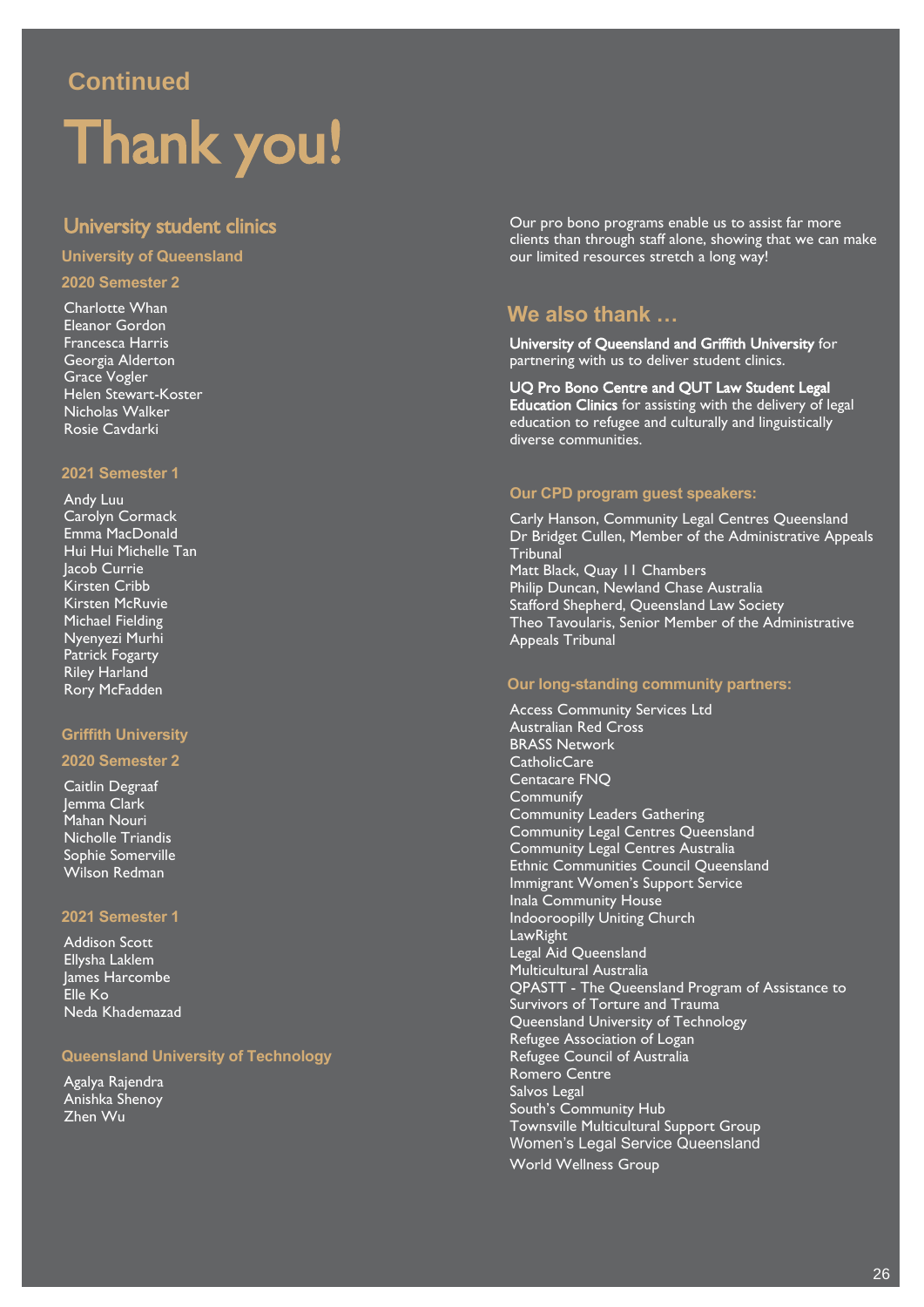Continued

# Thank you!

## University student clinics

### University of Queensland

#### 2020 Semester 2

Charlotte Whan
Eleanor Gordon
Francesca Harris
Georgia Alderton
Grace Vogler
Helen Stewart-Koster
Nicholas Walker
Rosie Cavdarki

#### 2021 Semester 1

Andy Luu
Carolyn Cormack
Emma MacDonald
Hui Hui Michelle Tan
Jacob Currie
Kirsten Cribb
Kirsten McRuvie
Michael Fielding
Nyenyezi Murhi
Patrick Fogarty
Riley Harland
Rory McFadden

### Griffith University

#### 2020 Semester 2

Caitlin Degraaf
Jemma Clark
Mahan Nouri
Nicholle Triandis
Sophie Somerville
Wilson Redman

#### 2021 Semester 1

Addison Scott
Ellysha Laklem
James Harcombe
Elle Ko
Neda Khademazad

### Queensland University of Technology

Agalya Rajendra
Anishka Shenoy
Zhen Wu

Our pro bono programs enable us to assist far more clients than through staff alone, showing that we can make our limited resources stretch a long way!

## We also thank …

**University of Queensland and Griffith University** for partnering with us to deliver student clinics.

**UQ Pro Bono Centre and QUT Law Student Legal Education Clinics** for assisting with the delivery of legal education to refugee and culturally and linguistically diverse communities.

#### Our CPD program guest speakers:

Carly Hanson, Community Legal Centres Queensland
Dr Bridget Cullen, Member of the Administrative Appeals Tribunal
Matt Black, Quay 11 Chambers
Philip Duncan, Newland Chase Australia
Stafford Shepherd, Queensland Law Society
Theo Tavoularis, Senior Member of the Administrative Appeals Tribunal

#### Our long-standing community partners:

Access Community Services Ltd
Australian Red Cross
BRASS Network
CatholicCare
Centacare FNQ
Communify
Community Leaders Gathering
Community Legal Centres Queensland
Community Legal Centres Australia
Ethnic Communities Council Queensland
Immigrant Women's Support Service
Inala Community House
Indooroopilly Uniting Church
LawRight
Legal Aid Queensland
Multicultural Australia
QPASTT - The Queensland Program of Assistance to Survivors of Torture and Trauma
Queensland University of Technology
Refugee Association of Logan
Refugee Council of Australia
Romero Centre
Salvos Legal
South's Community Hub
Townsville Multicultural Support Group
Women's Legal Service Queensland
World Wellness Group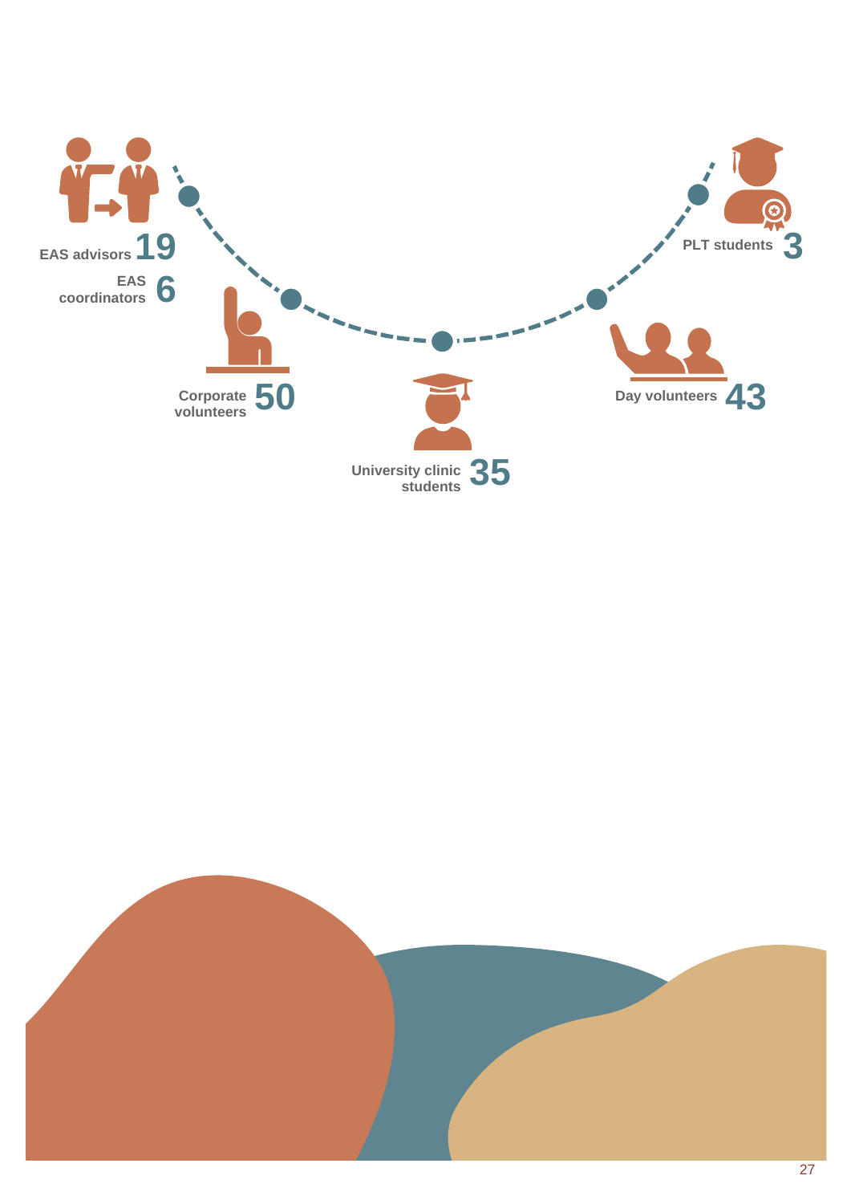EAS advisors **19**

EAS coordinators **6**

Corporate volunteers **50**

University clinic students **35**

Day volunteers **43**

PLT students **3**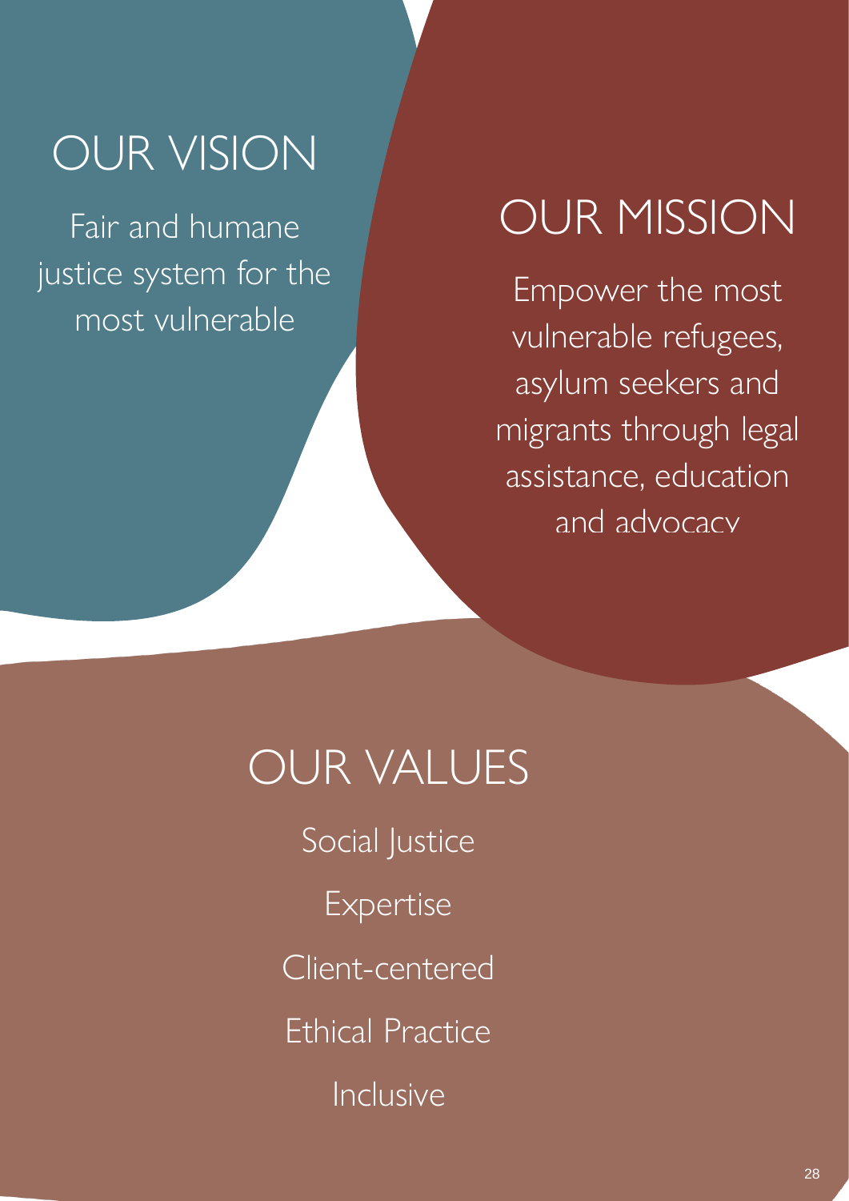# OUR VISION

Fair and humane justice system for the most vulnerable

# OUR MISSION

Empower the most vulnerable refugees, asylum seekers and migrants through legal assistance, education and advocacy

# OUR VALUES

Social Justice

Expertise

Client-centered

Ethical Practice

Inclusive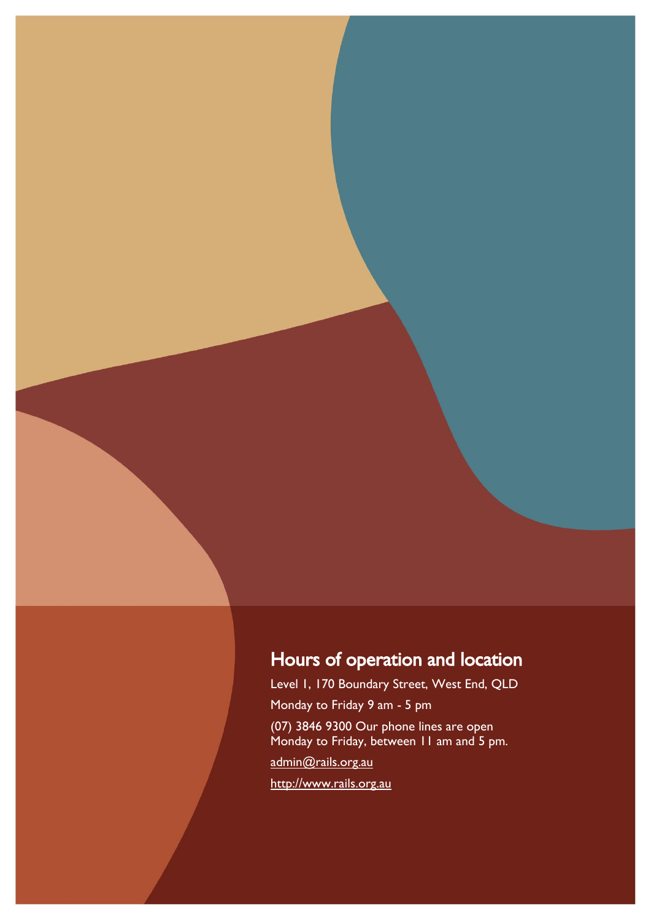## Hours of operation and location

Level 1, 170 Boundary Street, West End, QLD

Monday to Friday 9 am - 5 pm

(07) 3846 9300 Our phone lines are open Monday to Friday, between 11 am and 5 pm.

admin@rails.org.au

http://www.rails.org.au